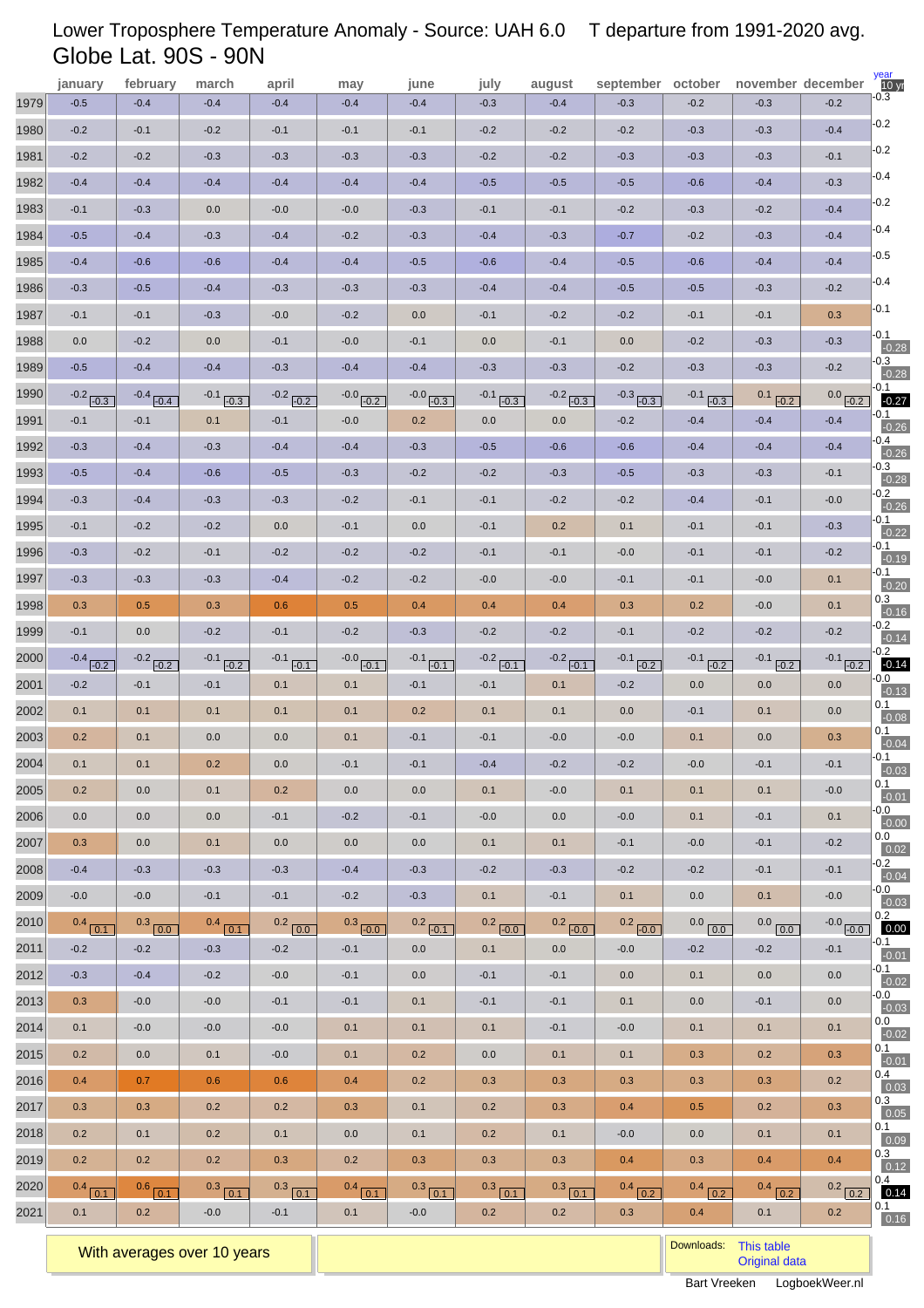# Lower Troposphere Temperature Anomaly - Source: UAH 6.0    T departure from 1991-2020 avg.

## Globe Lat. 90S - 90N

| | january | february | march | april | may | june | july | august | september | october | november | december | year | 10 yr |
|---|---|---|---|---|---|---|---|---|---|---|---|---|---|---|
| 1979 | -0.5 | -0.4 | -0.4 | -0.4 | -0.4 | -0.4 | -0.3 | -0.4 | -0.3 | -0.2 | -0.3 | -0.2 | -0.3 | |
| 1980 | -0.2 | -0.1 | -0.2 | -0.1 | -0.1 | -0.1 | -0.2 | -0.2 | -0.2 | -0.3 | -0.3 | -0.4 | -0.2 | |
| 1981 | -0.2 | -0.2 | -0.3 | -0.3 | -0.3 | -0.3 | -0.2 | -0.2 | -0.3 | -0.3 | -0.3 | -0.1 | -0.2 | |
| 1982 | -0.4 | -0.4 | -0.4 | -0.4 | -0.4 | -0.4 | -0.5 | -0.5 | -0.5 | -0.6 | -0.4 | -0.3 | -0.4 | |
| 1983 | -0.1 | -0.3 | 0.0 | -0.0 | -0.0 | -0.3 | -0.1 | -0.1 | -0.2 | -0.3 | -0.2 | -0.4 | -0.2 | |
| 1984 | -0.5 | -0.4 | -0.3 | -0.4 | -0.2 | -0.3 | -0.4 | -0.3 | -0.7 | -0.2 | -0.3 | -0.4 | -0.4 | |
| 1985 | -0.4 | -0.6 | -0.6 | -0.4 | -0.4 | -0.5 | -0.6 | -0.4 | -0.5 | -0.6 | -0.4 | -0.4 | -0.5 | |
| 1986 | -0.3 | -0.5 | -0.4 | -0.3 | -0.3 | -0.3 | -0.4 | -0.4 | -0.5 | -0.5 | -0.3 | -0.2 | -0.4 | |
| 1987 | -0.1 | -0.1 | -0.3 | -0.0 | -0.2 | 0.0 | -0.1 | -0.2 | -0.2 | -0.1 | -0.1 | 0.3 | -0.1 | |
| 1988 | 0.0 | -0.2 | 0.0 | -0.1 | -0.0 | -0.1 | 0.0 | -0.1 | 0.0 | -0.2 | -0.3 | -0.3 | -0.1 | -0.28 |
| 1989 | -0.5 | -0.4 | -0.4 | -0.3 | -0.4 | -0.4 | -0.3 | -0.3 | -0.2 | -0.3 | -0.3 | -0.2 | -0.3 | -0.28 |
| 1990 | -0.2 (-0.3) | -0.4 (-0.4) | -0.1 (-0.3) | -0.2 (-0.2) | -0.0 (-0.2) | -0.0 (-0.3) | -0.1 (-0.3) | -0.2 (-0.3) | -0.3 (-0.3) | -0.1 (-0.3) | 0.1 (-0.2) | 0.0 (-0.2) | -0.1 | -0.27 |
| 1991 | -0.1 | -0.1 | 0.1 | -0.1 | -0.0 | 0.2 | 0.0 | 0.0 | -0.2 | -0.4 | -0.4 | -0.4 | -0.1 | -0.26 |
| 1992 | -0.3 | -0.4 | -0.3 | -0.4 | -0.4 | -0.3 | -0.5 | -0.6 | -0.6 | -0.4 | -0.4 | -0.4 | -0.4 | -0.26 |
| 1993 | -0.5 | -0.4 | -0.6 | -0.5 | -0.3 | -0.2 | -0.2 | -0.3 | -0.5 | -0.3 | -0.3 | -0.1 | -0.3 | -0.28 |
| 1994 | -0.3 | -0.4 | -0.3 | -0.3 | -0.2 | -0.1 | -0.1 | -0.2 | -0.2 | -0.4 | -0.1 | -0.0 | -0.2 | -0.26 |
| 1995 | -0.1 | -0.2 | -0.2 | 0.0 | -0.1 | 0.0 | -0.1 | 0.2 | 0.1 | -0.1 | -0.1 | -0.3 | -0.1 | -0.22 |
| 1996 | -0.3 | -0.2 | -0.1 | -0.2 | -0.2 | -0.2 | -0.1 | -0.1 | -0.0 | -0.1 | -0.1 | -0.2 | -0.1 | -0.19 |
| 1997 | -0.3 | -0.3 | -0.3 | -0.4 | -0.2 | -0.2 | -0.0 | -0.0 | -0.1 | -0.1 | -0.0 | 0.1 | -0.1 | -0.20 |
| 1998 | 0.3 | 0.5 | 0.3 | 0.6 | 0.5 | 0.4 | 0.4 | 0.4 | 0.3 | 0.2 | -0.0 | 0.1 | 0.3 | -0.16 |
| 1999 | -0.1 | 0.0 | -0.2 | -0.1 | -0.2 | -0.3 | -0.2 | -0.2 | -0.1 | -0.2 | -0.2 | -0.2 | -0.2 | -0.14 |
| 2000 | -0.4 (-0.2) | -0.2 (-0.2) | -0.1 (-0.2) | -0.1 (-0.1) | -0.0 (-0.1) | -0.1 (-0.1) | -0.2 (-0.1) | -0.2 (-0.1) | -0.1 (-0.2) | -0.1 (-0.2) | -0.1 (-0.2) | -0.1 (-0.2) | -0.2 | -0.14 |
| 2001 | -0.2 | -0.1 | -0.1 | 0.1 | 0.1 | -0.1 | -0.1 | 0.1 | -0.2 | 0.0 | 0.0 | 0.0 | -0.0 | -0.13 |
| 2002 | 0.1 | 0.1 | 0.1 | 0.1 | 0.1 | 0.2 | 0.1 | 0.1 | 0.0 | -0.1 | 0.1 | 0.0 | 0.1 | -0.08 |
| 2003 | 0.2 | 0.1 | 0.0 | 0.0 | 0.1 | -0.1 | -0.1 | -0.0 | -0.0 | 0.1 | 0.0 | 0.3 | 0.1 | -0.04 |
| 2004 | 0.1 | 0.1 | 0.2 | 0.0 | -0.1 | -0.1 | -0.4 | -0.2 | -0.2 | -0.0 | -0.1 | -0.1 | -0.1 | -0.03 |
| 2005 | 0.2 | 0.0 | 0.1 | 0.2 | 0.0 | 0.0 | 0.1 | -0.0 | 0.1 | 0.1 | 0.1 | -0.0 | 0.1 | -0.01 |
| 2006 | 0.0 | 0.0 | 0.0 | -0.1 | -0.2 | -0.1 | -0.0 | 0.0 | -0.0 | 0.1 | -0.1 | 0.1 | -0.0 | -0.00 |
| 2007 | 0.3 | 0.0 | 0.1 | 0.0 | 0.0 | 0.0 | 0.1 | 0.1 | -0.1 | -0.0 | -0.1 | -0.2 | 0.0 | 0.02 |
| 2008 | -0.4 | -0.3 | -0.3 | -0.3 | -0.4 | -0.3 | -0.2 | -0.3 | -0.2 | -0.2 | -0.1 | -0.1 | -0.2 | -0.04 |
| 2009 | -0.0 | -0.0 | -0.1 | -0.1 | -0.2 | -0.3 | 0.1 | -0.1 | 0.1 | 0.0 | 0.1 | -0.0 | -0.0 | -0.03 |
| 2010 | 0.4 (0.1) | 0.3 (0.0) | 0.4 (0.1) | 0.2 (0.0) | 0.3 (-0.0) | 0.2 (-0.1) | 0.2 (-0.0) | 0.2 (-0.0) | 0.2 (-0.0) | 0.0 (0.0) | 0.0 (0.0) | -0.0 (-0.0) | 0.2 | 0.00 |
| 2011 | -0.2 | -0.2 | -0.3 | -0.2 | -0.1 | 0.0 | 0.1 | 0.0 | -0.0 | -0.2 | -0.2 | -0.1 | -0.1 | -0.01 |
| 2012 | -0.3 | -0.4 | -0.2 | -0.0 | -0.1 | 0.0 | -0.1 | -0.1 | 0.0 | 0.1 | 0.0 | 0.0 | -0.1 | -0.02 |
| 2013 | 0.3 | -0.0 | -0.0 | -0.1 | -0.1 | 0.1 | -0.1 | -0.1 | 0.1 | 0.0 | -0.1 | 0.0 | -0.0 | -0.03 |
| 2014 | 0.1 | -0.0 | -0.0 | -0.0 | 0.1 | 0.1 | 0.1 | -0.1 | -0.0 | 0.1 | 0.1 | 0.1 | 0.0 | -0.02 |
| 2015 | 0.2 | 0.0 | 0.1 | -0.0 | 0.1 | 0.2 | 0.0 | 0.1 | 0.1 | 0.3 | 0.2 | 0.3 | 0.1 | -0.01 |
| 2016 | 0.4 | 0.7 | 0.6 | 0.6 | 0.4 | 0.2 | 0.3 | 0.3 | 0.3 | 0.3 | 0.3 | 0.2 | 0.4 | 0.03 |
| 2017 | 0.3 | 0.3 | 0.2 | 0.2 | 0.3 | 0.1 | 0.2 | 0.3 | 0.4 | 0.5 | 0.2 | 0.3 | 0.3 | 0.05 |
| 2018 | 0.2 | 0.1 | 0.2 | 0.1 | 0.0 | 0.1 | 0.2 | 0.1 | -0.0 | 0.0 | 0.1 | 0.1 | 0.1 | 0.09 |
| 2019 | 0.2 | 0.2 | 0.2 | 0.3 | 0.2 | 0.3 | 0.3 | 0.3 | 0.4 | 0.3 | 0.4 | 0.4 | 0.3 | 0.12 |
| 2020 | 0.4 (0.1) | 0.6 (0.1) | 0.3 (0.1) | 0.3 (0.1) | 0.4 (0.1) | 0.3 (0.1) | 0.3 (0.1) | 0.3 (0.1) | 0.4 (0.2) | 0.4 (0.2) | 0.4 (0.2) | 0.2 (0.2) | 0.4 | 0.14 |
| 2021 | 0.1 | 0.2 | -0.0 | -0.1 | 0.1 | -0.0 | 0.2 | 0.2 | 0.3 | 0.4 | 0.1 | 0.2 | 0.1 | 0.16 |

With averages over 10 years

Downloads: This table | Original data

Bart Vreeken    LogboekWeer.nl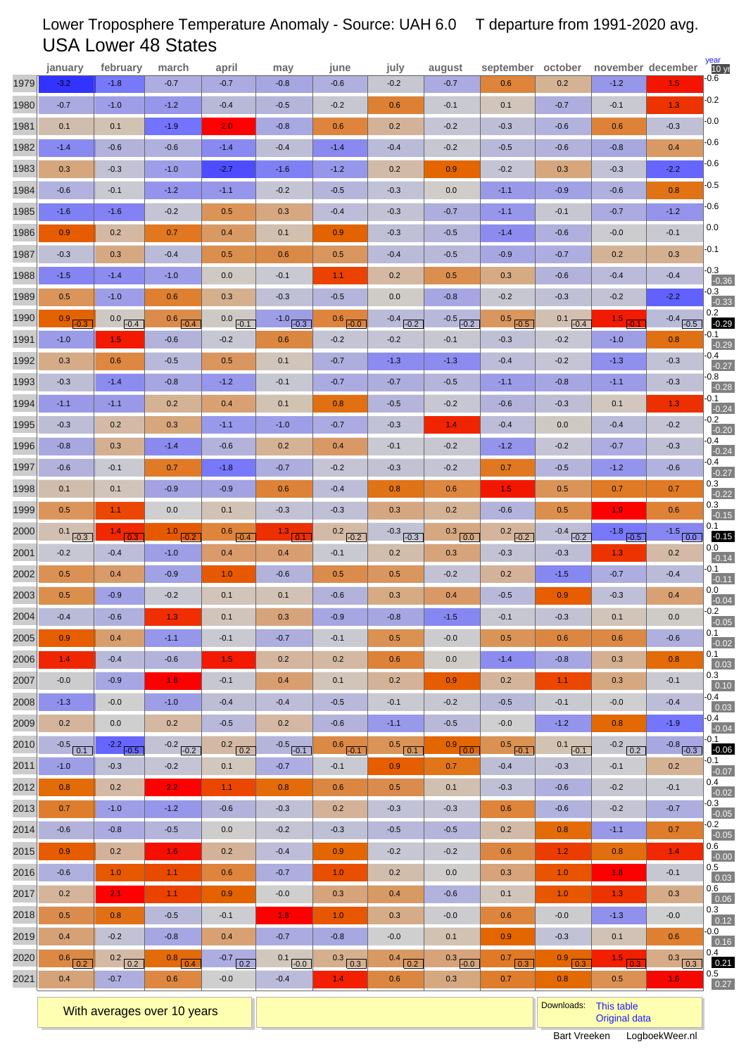Lower Troposphere Temperature Anomaly - Source: UAH 6.0 T departure from 1991-2020 avg.

# USA Lower 48 States

| | january | february | march | april | may | june | july | august | september | october | november | december | year 10 yr |
|---|---|---|---|---|---|---|---|---|---|---|---|---|---|
| 1979 | -3.2 | -1.8 | -0.7 | -0.7 | -0.8 | -0.6 | -0.2 | -0.7 | 0.6 | 0.2 | -1.2 | 1.5 | -0.6 |
| 1980 | -0.7 | -1.0 | -1.2 | -0.4 | -0.5 | -0.2 | 0.6 | -0.1 | 0.1 | -0.7 | -0.1 | 1.3 | -0.2 |
| 1981 | 0.1 | 0.1 | -1.9 | 2.0 | -0.8 | 0.6 | 0.2 | -0.2 | -0.3 | -0.6 | 0.6 | -0.3 | -0.0 |
| 1982 | -1.4 | -0.6 | -0.6 | -1.4 | -0.4 | -1.4 | -0.4 | -0.2 | -0.5 | -0.6 | -0.8 | 0.4 | -0.6 |
| 1983 | 0.3 | -0.3 | -1.0 | -2.7 | -1.6 | -1.2 | 0.2 | 0.9 | -0.2 | 0.3 | -0.3 | -2.2 | -0.6 |
| 1984 | -0.6 | -0.1 | -1.2 | -1.1 | -0.2 | -0.5 | -0.3 | 0.0 | -1.1 | -0.9 | -0.6 | 0.8 | -0.5 |
| 1985 | -1.6 | -1.6 | -0.2 | 0.5 | 0.3 | -0.4 | -0.3 | -0.7 | -1.1 | -0.1 | -0.7 | -1.2 | -0.6 |
| 1986 | 0.9 | 0.2 | 0.7 | 0.4 | 0.1 | 0.9 | -0.3 | -0.5 | -1.4 | -0.6 | -0.0 | -0.1 | 0.0 |
| 1987 | -0.3 | 0.3 | -0.4 | 0.5 | 0.6 | 0.5 | -0.4 | -0.5 | -0.9 | -0.7 | 0.2 | 0.3 | -0.1 |
| 1988 | -1.5 | -1.4 | -1.0 | 0.0 | -0.1 | 1.1 | 0.2 | 0.5 | 0.3 | -0.6 | -0.4 | -0.4 | -0.3 / -0.36 |
| 1989 | 0.5 | -1.0 | 0.6 | 0.3 | -0.3 | -0.5 | 0.0 | -0.8 | -0.2 | -0.3 | -0.2 | -2.2 | -0.3 / -0.33 |
| 1990 | 0.9 / -0.3 | 0.0 / -0.4 | 0.6 / -0.4 | 0.0 / -0.1 | -1.0 / -0.3 | 0.6 / -0.0 | -0.4 / -0.2 | -0.5 / -0.2 | 0.5 / -0.5 | 0.1 / -0.4 | 1.5 / -0.1 | -0.4 / -0.5 | 0.2 / -0.29 |
| 1991 | -1.0 | 1.5 | -0.6 | -0.2 | 0.6 | -0.2 | -0.2 | -0.1 | -0.3 | -0.2 | -1.0 | 0.8 | -0.1 / -0.29 |
| 1992 | 0.3 | 0.6 | -0.5 | 0.5 | 0.1 | -0.7 | -1.3 | -1.3 | -0.4 | -0.2 | -1.3 | -0.3 | -0.4 / -0.27 |
| 1993 | -0.3 | -1.4 | -0.8 | -1.2 | -0.1 | -0.7 | -0.7 | -0.5 | -1.1 | -0.8 | -1.1 | -0.3 | -0.8 / -0.28 |
| 1994 | -1.1 | -1.1 | 0.2 | 0.4 | 0.1 | 0.8 | -0.5 | -0.2 | -0.6 | -0.3 | 0.1 | 1.3 | -0.1 / -0.24 |
| 1995 | -0.3 | 0.2 | 0.3 | -1.1 | -1.0 | -0.7 | -0.3 | 1.4 | -0.4 | 0.0 | -0.4 | -0.2 | -0.2 / -0.20 |
| 1996 | -0.8 | 0.3 | -1.4 | -0.6 | 0.2 | 0.4 | -0.1 | -0.2 | -1.2 | -0.2 | -0.7 | -0.3 | -0.4 / -0.24 |
| 1997 | -0.6 | -0.1 | 0.7 | -1.8 | -0.7 | -0.2 | -0.3 | -0.2 | 0.7 | -0.5 | -1.2 | -0.6 | -0.4 / -0.27 |
| 1998 | 0.1 | 0.1 | -0.9 | -0.9 | 0.6 | -0.4 | 0.8 | 0.6 | 1.5 | 0.5 | 0.7 | 0.7 | 0.3 / -0.22 |
| 1999 | 0.5 | 1.1 | 0.0 | 0.1 | -0.3 | -0.3 | 0.3 | 0.2 | -0.6 | 0.5 | 1.9 | 0.6 | 0.3 / -0.15 |
| 2000 | 0.1 / -0.3 | 1.4 / 0.3 | 1.0 / -0.2 | 0.6 / -0.4 | 1.3 / 0.1 | 0.2 / -0.2 | -0.3 / -0.3 | 0.3 / 0.0 | 0.2 / -0.2 | -0.4 / -0.2 | -1.8 / -0.5 | -1.5 / 0.0 | 0.1 / -0.15 |
| 2001 | -0.2 | -0.4 | -1.0 | 0.4 | 0.4 | -0.1 | 0.2 | 0.3 | -0.3 | -0.3 | 1.3 | 0.2 | 0.0 / -0.14 |
| 2002 | 0.5 | 0.4 | -0.9 | 1.0 | -0.6 | 0.5 | 0.5 | -0.2 | 0.2 | -1.5 | -0.7 | -0.4 | -0.1 / -0.11 |
| 2003 | 0.5 | -0.9 | -0.2 | 0.1 | 0.1 | -0.6 | 0.3 | 0.4 | -0.5 | 0.9 | -0.3 | 0.4 | 0.0 / -0.04 |
| 2004 | -0.4 | -0.6 | 1.3 | 0.1 | 0.3 | -0.9 | -0.8 | -1.5 | -0.1 | -0.3 | 0.1 | 0.0 | -0.2 / -0.05 |
| 2005 | 0.9 | 0.4 | -1.1 | -0.1 | -0.7 | -0.1 | 0.5 | -0.0 | 0.5 | 0.6 | 0.6 | -0.6 | 0.1 / -0.02 |
| 2006 | 1.4 | -0.4 | -0.6 | 1.5 | 0.2 | 0.2 | 0.6 | 0.0 | -1.4 | -0.8 | 0.3 | 0.8 | 0.1 / 0.03 |
| 2007 | -0.0 | -0.9 | 1.8 | -0.1 | 0.4 | 0.1 | 0.2 | 0.9 | 0.2 | 1.1 | 0.3 | -0.1 | 0.3 / 0.10 |
| 2008 | -1.3 | -0.0 | -1.0 | -0.4 | -0.4 | -0.5 | -0.1 | -0.2 | -0.5 | -0.1 | -0.0 | -0.4 | -0.4 / 0.03 |
| 2009 | 0.2 | 0.0 | 0.2 | -0.5 | 0.2 | -0.6 | -1.1 | -0.5 | -0.0 | -1.2 | 0.8 | -1.9 | -0.4 / -0.04 |
| 2010 | -0.5 / 0.1 | -2.2 / -0.5 | -0.2 / -0.2 | 0.2 / 0.2 | -0.5 / -0.1 | 0.6 / -0.1 | 0.5 / 0.1 | 0.9 / 0.0 | 0.5 / -0.1 | 0.1 / -0.1 | -0.2 / 0.2 | -0.8 / -0.3 | -0.1 / -0.06 |
| 2011 | -1.0 | -0.3 | -0.2 | 0.1 | -0.7 | -0.1 | 0.9 | 0.7 | -0.4 | -0.3 | -0.1 | 0.2 | -0.1 / -0.07 |
| 2012 | 0.8 | 0.2 | 2.2 | 1.1 | 0.8 | 0.6 | 0.5 | 0.1 | -0.3 | -0.6 | -0.2 | -0.1 | 0.4 / -0.02 |
| 2013 | 0.7 | -1.0 | -1.2 | -0.6 | -0.3 | 0.2 | -0.3 | -0.3 | 0.6 | -0.6 | -0.2 | -0.7 | -0.3 / -0.05 |
| 2014 | -0.6 | -0.8 | -0.5 | 0.0 | -0.2 | -0.3 | -0.5 | -0.5 | 0.2 | 0.8 | -1.1 | 0.7 | -0.2 / -0.05 |
| 2015 | 0.9 | 0.2 | 1.6 | 0.2 | -0.4 | 0.9 | -0.2 | -0.2 | 0.6 | 1.2 | 0.8 | 1.4 | 0.6 / -0.00 |
| 2016 | -0.6 | 1.0 | 1.1 | 0.6 | -0.7 | 1.0 | 0.2 | 0.0 | 0.3 | 1.0 | 1.8 | -0.1 | 0.5 / 0.03 |
| 2017 | 0.2 | 2.1 | 1.1 | 0.9 | -0.0 | 0.3 | 0.4 | -0.6 | 0.1 | 1.0 | 1.3 | 0.3 | 0.6 / 0.06 |
| 2018 | 0.5 | 0.8 | -0.5 | -0.1 | 1.8 | 1.0 | 0.3 | -0.0 | 0.6 | -0.0 | -1.3 | -0.0 | 0.3 / 0.12 |
| 2019 | 0.4 | -0.2 | -0.8 | 0.4 | -0.7 | -0.8 | -0.0 | 0.1 | 0.9 | -0.3 | 0.1 | 0.6 | -0.0 / 0.16 |
| 2020 | 0.6 / 0.2 | 0.2 / 0.2 | 0.8 / 0.4 | -0.7 / 0.2 | 0.1 / -0.0 | 0.3 / 0.3 | 0.4 / 0.2 | 0.3 / -0.0 | 0.7 / 0.3 | 0.9 / 0.3 | 1.5 / 0.3 | 0.3 / 0.3 | 0.4 / 0.21 |
| 2021 | 0.4 | -0.7 | 0.6 | -0.0 | -0.4 | 1.4 | 0.6 | 0.3 | 0.7 | 0.8 | 0.5 | 1.6 | 0.5 / 0.27 |

With averages over 10 years

Downloads: This table
Original data

Bart Vreeken LogboekWeer.nl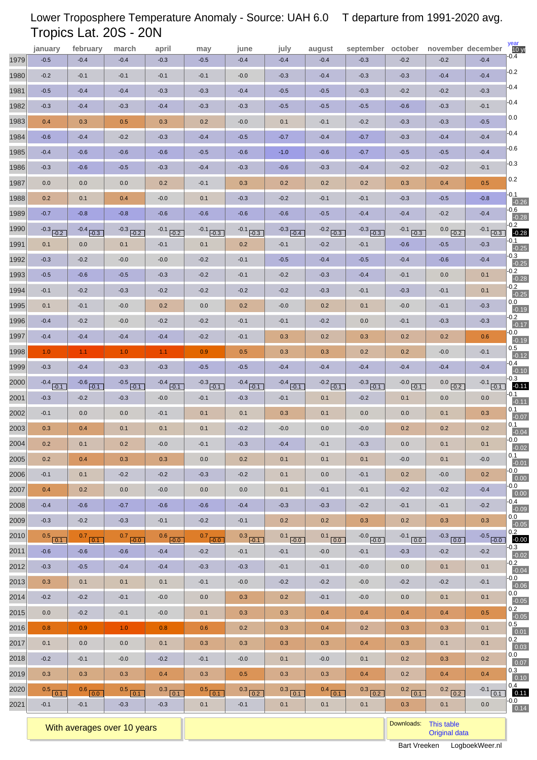# Lower Troposphere Temperature Anomaly - Source: UAH 6.0 T departure from 1991-2020 avg.

## Tropics Lat. 20S - 20N

| | january | february | march | april | may | june | july | august | september | october | november | december | year / 10 yr |
|---|---|---|---|---|---|---|---|---|---|---|---|---|---|
| 1979 | -0.5 | -0.4 | -0.4 | -0.3 | -0.5 | -0.4 | -0.4 | -0.4 | -0.3 | -0.2 | -0.2 | -0.4 | -0.4 |
| 1980 | -0.2 | -0.1 | -0.1 | -0.1 | -0.1 | -0.0 | -0.3 | -0.4 | -0.3 | -0.3 | -0.4 | -0.4 | -0.2 |
| 1981 | -0.5 | -0.4 | -0.4 | -0.3 | -0.3 | -0.4 | -0.5 | -0.5 | -0.3 | -0.2 | -0.2 | -0.3 | -0.4 |
| 1982 | -0.3 | -0.4 | -0.3 | -0.4 | -0.3 | -0.3 | -0.5 | -0.5 | -0.5 | -0.6 | -0.3 | -0.1 | -0.4 |
| 1983 | 0.4 | 0.3 | 0.5 | 0.3 | 0.2 | -0.0 | 0.1 | -0.1 | -0.2 | -0.3 | -0.3 | -0.5 | 0.0 |
| 1984 | -0.6 | -0.4 | -0.2 | -0.3 | -0.4 | -0.5 | -0.7 | -0.4 | -0.7 | -0.3 | -0.4 | -0.4 | -0.4 |
| 1985 | -0.4 | -0.6 | -0.6 | -0.6 | -0.5 | -0.6 | -1.0 | -0.6 | -0.7 | -0.5 | -0.5 | -0.4 | -0.6 |
| 1986 | -0.3 | -0.6 | -0.5 | -0.3 | -0.4 | -0.3 | -0.6 | -0.3 | -0.4 | -0.2 | -0.2 | -0.1 | -0.3 |
| 1987 | 0.0 | 0.0 | 0.0 | 0.2 | -0.1 | 0.3 | 0.2 | 0.2 | 0.2 | 0.3 | 0.4 | 0.5 | 0.2 |
| 1988 | 0.2 | 0.1 | 0.4 | -0.0 | 0.1 | -0.3 | -0.2 | -0.1 | -0.1 | -0.3 | -0.5 | -0.8 | -0.1 / -0.26 |
| 1989 | -0.7 | -0.8 | -0.8 | -0.6 | -0.6 | -0.6 | -0.6 | -0.5 | -0.4 | -0.4 | -0.2 | -0.4 | -0.6 / -0.28 |
| 1990 | -0.3 / -0.2 | -0.4 / -0.3 | -0.3 / -0.2 | -0.1 / -0.2 | -0.1 / -0.3 | -0.1 / -0.3 | -0.3 / -0.4 | -0.2 / -0.3 | -0.3 / -0.3 | -0.1 / -0.3 | 0.0 / -0.2 | -0.1 / -0.3 | -0.2 / -0.28 |
| 1991 | 0.1 | 0.0 | 0.1 | -0.1 | 0.1 | 0.2 | -0.1 | -0.2 | -0.1 | -0.6 | -0.5 | -0.3 | -0.1 / -0.25 |
| 1992 | -0.3 | -0.2 | -0.0 | -0.0 | -0.2 | -0.1 | -0.5 | -0.4 | -0.5 | -0.4 | -0.6 | -0.4 | -0.3 / -0.25 |
| 1993 | -0.5 | -0.6 | -0.5 | -0.3 | -0.2 | -0.1 | -0.2 | -0.3 | -0.4 | -0.1 | 0.0 | 0.1 | -0.2 / -0.28 |
| 1994 | -0.1 | -0.2 | -0.3 | -0.2 | -0.2 | -0.2 | -0.2 | -0.3 | -0.1 | -0.3 | -0.1 | 0.1 | -0.2 / -0.25 |
| 1995 | 0.1 | -0.1 | -0.0 | 0.2 | 0.0 | 0.2 | -0.0 | 0.2 | 0.1 | -0.0 | -0.1 | -0.3 | 0.0 / -0.19 |
| 1996 | -0.4 | -0.2 | -0.0 | -0.2 | -0.2 | -0.1 | -0.1 | -0.2 | 0.0 | -0.1 | -0.3 | -0.3 | -0.2 / -0.17 |
| 1997 | -0.4 | -0.4 | -0.4 | -0.4 | -0.2 | -0.1 | 0.3 | 0.2 | 0.3 | 0.2 | 0.2 | 0.6 | -0.0 / -0.19 |
| 1998 | 1.0 | 1.1 | 1.0 | 1.1 | 0.9 | 0.5 | 0.3 | 0.3 | 0.2 | 0.2 | -0.0 | -0.1 | 0.5 / -0.12 |
| 1999 | -0.3 | -0.4 | -0.3 | -0.3 | -0.5 | -0.5 | -0.4 | -0.4 | -0.4 | -0.4 | -0.4 | -0.4 | -0.4 / -0.10 |
| 2000 | -0.4 / -0.1 | -0.6 / -0.1 | -0.5 / -0.1 | -0.4 / -0.1 | -0.3 / -0.1 | -0.4 / -0.1 | -0.4 / -0.1 | -0.2 / -0.1 | -0.3 / -0.1 | -0.0 / -0.1 | 0.0 / -0.2 | -0.1 / -0.1 | -0.3 / -0.11 |
| 2001 | -0.3 | -0.2 | -0.3 | -0.0 | -0.1 | -0.3 | -0.1 | 0.1 | -0.2 | 0.1 | 0.0 | 0.0 | -0.1 / -0.11 |
| 2002 | -0.1 | 0.0 | 0.0 | -0.1 | 0.1 | 0.1 | 0.3 | 0.1 | 0.0 | 0.0 | 0.1 | 0.3 | 0.1 / -0.07 |
| 2003 | 0.3 | 0.4 | 0.1 | 0.1 | 0.1 | -0.2 | -0.0 | 0.0 | -0.0 | 0.2 | 0.2 | 0.2 | 0.1 / -0.04 |
| 2004 | 0.2 | 0.1 | 0.2 | -0.0 | -0.1 | -0.3 | -0.4 | -0.1 | -0.3 | 0.0 | 0.1 | 0.1 | -0.0 / -0.02 |
| 2005 | 0.2 | 0.4 | 0.3 | 0.3 | 0.0 | 0.2 | 0.1 | 0.1 | 0.1 | -0.0 | 0.1 | -0.0 | 0.1 / -0.01 |
| 2006 | -0.1 | 0.1 | -0.2 | -0.2 | -0.3 | -0.2 | 0.1 | 0.0 | -0.1 | 0.2 | -0.0 | 0.2 | -0.0 / 0.00 |
| 2007 | 0.4 | 0.2 | 0.0 | -0.0 | 0.0 | 0.0 | 0.1 | -0.1 | -0.1 | -0.2 | -0.2 | -0.4 | -0.0 / 0.00 |
| 2008 | -0.4 | -0.6 | -0.7 | -0.6 | -0.6 | -0.4 | -0.3 | -0.3 | -0.2 | -0.1 | -0.1 | -0.2 | -0.4 / -0.09 |
| 2009 | -0.3 | -0.2 | -0.3 | -0.1 | -0.2 | -0.1 | 0.2 | 0.2 | 0.3 | 0.2 | 0.3 | 0.3 | 0.0 / -0.05 |
| 2010 | 0.5 / 0.1 | 0.7 / 0.1 | 0.7 / -0.0 | 0.6 / -0.0 | 0.7 / -0.0 | 0.3 / -0.1 | 0.1 / -0.0 | 0.1 / 0.0 | -0.0 / -0.0 | -0.1 / 0.0 | -0.3 / 0.0 | -0.5 / -0.0 | 0.2 / -0.00 |
| 2011 | -0.6 | -0.6 | -0.6 | -0.4 | -0.2 | -0.1 | -0.1 | -0.0 | -0.1 | -0.3 | -0.2 | -0.2 | -0.3 / -0.02 |
| 2012 | -0.3 | -0.5 | -0.4 | -0.4 | -0.3 | -0.3 | -0.1 | -0.1 | -0.0 | 0.0 | 0.1 | 0.1 | -0.2 / -0.04 |
| 2013 | 0.3 | 0.1 | 0.1 | 0.1 | -0.1 | -0.0 | -0.2 | -0.2 | -0.0 | -0.2 | -0.2 | -0.1 | -0.0 / -0.06 |
| 2014 | -0.2 | -0.2 | -0.1 | -0.0 | 0.0 | 0.3 | 0.2 | -0.1 | -0.0 | 0.0 | 0.1 | 0.1 | 0.0 / -0.05 |
| 2015 | 0.0 | -0.2 | -0.1 | -0.0 | 0.1 | 0.3 | 0.3 | 0.4 | 0.4 | 0.4 | 0.4 | 0.5 | 0.2 / -0.05 |
| 2016 | 0.8 | 0.9 | 1.0 | 0.8 | 0.6 | 0.2 | 0.3 | 0.4 | 0.2 | 0.3 | 0.3 | 0.1 | 0.5 / 0.01 |
| 2017 | 0.1 | 0.0 | 0.0 | 0.1 | 0.3 | 0.3 | 0.3 | 0.3 | 0.4 | 0.3 | 0.1 | 0.1 | 0.2 / 0.03 |
| 2018 | -0.2 | -0.1 | -0.0 | -0.2 | -0.1 | -0.0 | 0.1 | -0.0 | 0.1 | 0.2 | 0.3 | 0.2 | 0.0 / 0.07 |
| 2019 | 0.3 | 0.3 | 0.3 | 0.4 | 0.3 | 0.5 | 0.3 | 0.3 | 0.4 | 0.2 | 0.4 | 0.4 | 0.3 / 0.10 |
| 2020 | 0.5 / 0.1 | 0.6 / 0.0 | 0.5 / 0.1 | 0.3 / 0.1 | 0.5 / 0.1 | 0.3 / 0.2 | 0.3 / 0.1 | 0.4 / 0.1 | 0.3 / 0.2 | 0.2 / 0.1 | 0.2 / 0.2 | -0.1 / 0.1 | 0.4 / 0.11 |
| 2021 | -0.1 | -0.1 | -0.3 | -0.3 | 0.1 | -0.1 | 0.1 | 0.1 | 0.1 | 0.3 | 0.1 | 0.0 | -0.0 / 0.14 |

With averages over 10 years

Downloads: This table
Original data

Bart Vreeken LogboekWeer.nl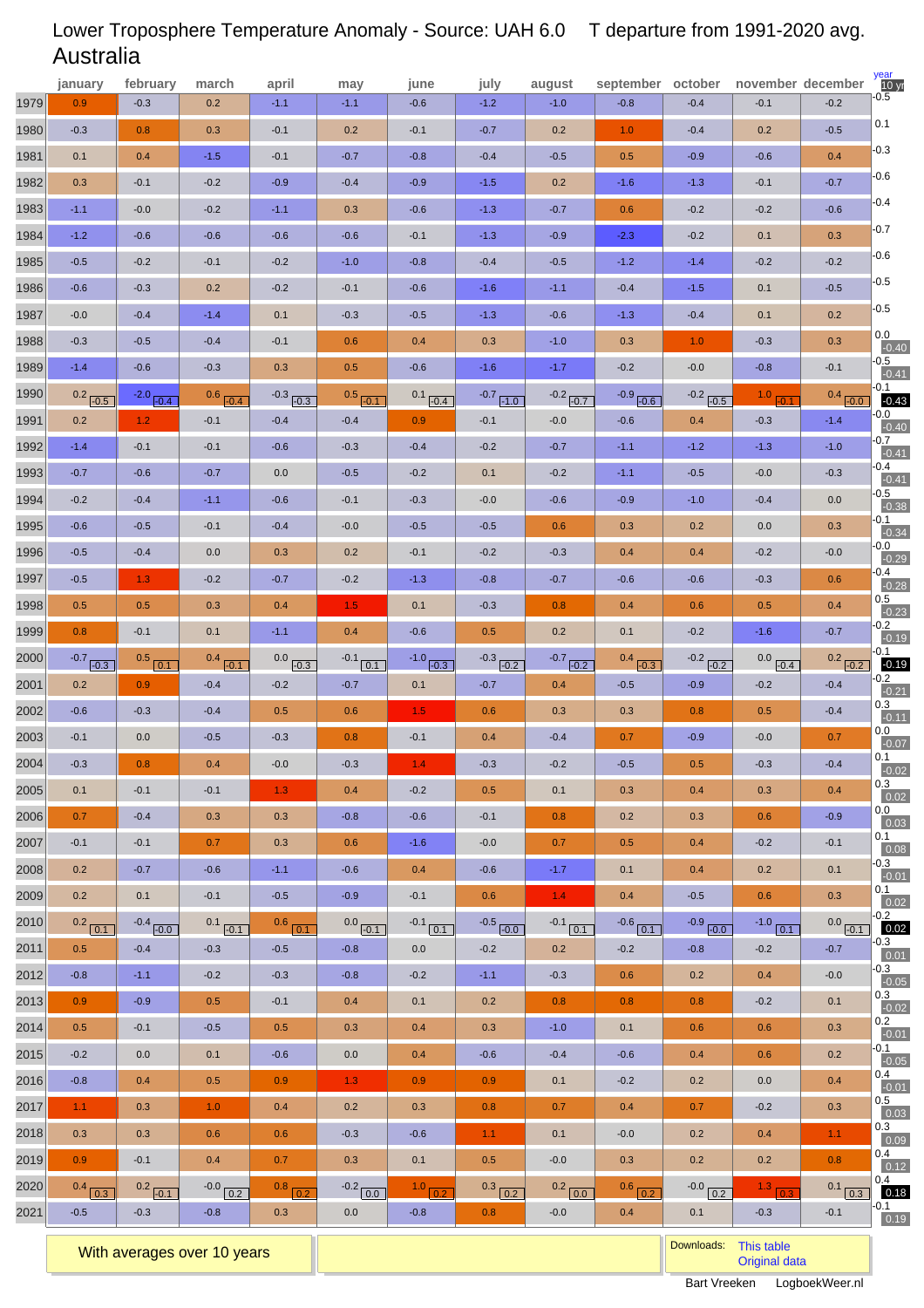Lower Troposphere Temperature Anomaly - Source: UAH 6.0 T departure from 1991-2020 avg.

# Australia

| | january | february | march | april | may | june | july | august | september | october | november | december | year / 10 yr |
|---|---|---|---|---|---|---|---|---|---|---|---|---|---|
| 1979 | 0.9 | -0.3 | 0.2 | -1.1 | -1.1 | -0.6 | -1.2 | -1.0 | -0.8 | -0.4 | -0.1 | -0.2 | -0.5 |
| 1980 | -0.3 | 0.8 | 0.3 | -0.1 | 0.2 | -0.1 | -0.7 | 0.2 | 1.0 | -0.4 | 0.2 | -0.5 | 0.1 |
| 1981 | 0.1 | 0.4 | -1.5 | -0.1 | -0.7 | -0.8 | -0.4 | -0.5 | 0.5 | -0.9 | -0.6 | 0.4 | -0.3 |
| 1982 | 0.3 | -0.1 | -0.2 | -0.9 | -0.4 | -0.9 | -1.5 | 0.2 | -1.6 | -1.3 | -0.1 | -0.7 | -0.6 |
| 1983 | -1.1 | -0.0 | -0.2 | -1.1 | 0.3 | -0.6 | -1.3 | -0.7 | 0.6 | -0.2 | -0.2 | -0.6 | -0.4 |
| 1984 | -1.2 | -0.6 | -0.6 | -0.6 | -0.6 | -0.1 | -1.3 | -0.9 | -2.3 | -0.2 | 0.1 | 0.3 | -0.7 |
| 1985 | -0.5 | -0.2 | -0.1 | -0.2 | -1.0 | -0.8 | -0.4 | -0.5 | -1.2 | -1.4 | -0.2 | -0.2 | -0.6 |
| 1986 | -0.6 | -0.3 | 0.2 | -0.2 | -0.1 | -0.6 | -1.6 | -1.1 | -0.4 | -1.5 | 0.1 | -0.5 | -0.5 |
| 1987 | -0.0 | -0.4 | -1.4 | 0.1 | -0.3 | -0.5 | -1.3 | -0.6 | -1.3 | -0.4 | 0.1 | 0.2 | -0.5 |
| 1988 | -0.3 | -0.5 | -0.4 | -0.1 | 0.6 | 0.4 | 0.3 | -1.0 | 0.3 | 1.0 | -0.3 | 0.3 | 0.0 / -0.40 |
| 1989 | -1.4 | -0.6 | -0.3 | 0.3 | 0.5 | -0.6 | -1.6 | -1.7 | -0.2 | -0.0 | -0.8 | -0.1 | -0.5 / -0.41 |
| 1990 | 0.2 / -0.5 | -2.0 / -0.4 | 0.6 / -0.4 | -0.3 / -0.3 | 0.5 / -0.1 | 0.1 / -0.4 | -0.7 / -1.0 | -0.2 / -0.7 | -0.9 / -0.6 | -0.2 / -0.5 | 1.0 / -0.1 | 0.4 / -0.0 | -0.1 / -0.43 |
| 1991 | 0.2 | 1.2 | -0.1 | -0.4 | -0.4 | 0.9 | -0.1 | -0.0 | -0.6 | 0.4 | -0.3 | -1.4 | -0.0 / -0.40 |
| 1992 | -1.4 | -0.1 | -0.1 | -0.6 | -0.3 | -0.4 | -0.2 | -0.7 | -1.1 | -1.2 | -1.3 | -1.0 | -0.7 / -0.41 |
| 1993 | -0.7 | -0.6 | -0.7 | 0.0 | -0.5 | -0.2 | 0.1 | -0.2 | -1.1 | -0.5 | -0.0 | -0.3 | -0.4 / -0.41 |
| 1994 | -0.2 | -0.4 | -1.1 | -0.6 | -0.1 | -0.3 | -0.0 | -0.6 | -0.9 | -1.0 | -0.4 | 0.0 | -0.5 / -0.38 |
| 1995 | -0.6 | -0.5 | -0.1 | -0.4 | -0.0 | -0.5 | -0.5 | 0.6 | 0.3 | 0.2 | 0.0 | 0.3 | -0.1 / -0.34 |
| 1996 | -0.5 | -0.4 | 0.0 | 0.3 | 0.2 | -0.1 | -0.2 | -0.3 | 0.4 | 0.4 | -0.2 | -0.0 | -0.0 / -0.29 |
| 1997 | -0.5 | 1.3 | -0.2 | -0.7 | -0.2 | -1.3 | -0.8 | -0.7 | -0.6 | -0.6 | -0.3 | 0.6 | -0.4 / -0.28 |
| 1998 | 0.5 | 0.5 | 0.3 | 0.4 | 1.5 | 0.1 | -0.3 | 0.8 | 0.4 | 0.6 | 0.5 | 0.4 | 0.5 / -0.23 |
| 1999 | 0.8 | -0.1 | 0.1 | -1.1 | 0.4 | -0.6 | 0.5 | 0.2 | 0.1 | -0.2 | -1.6 | -0.7 | -0.2 / -0.19 |
| 2000 | -0.7 / -0.3 | 0.5 / 0.1 | 0.4 / -0.1 | 0.0 / -0.3 | -0.1 / 0.1 | -1.0 / -0.3 | -0.3 / -0.2 | -0.7 / -0.2 | 0.4 / -0.3 | -0.2 / -0.2 | 0.0 / -0.4 | 0.2 / -0.2 | -0.1 / -0.19 |
| 2001 | 0.2 | 0.9 | -0.4 | -0.2 | -0.7 | 0.1 | -0.7 | 0.4 | -0.5 | -0.9 | -0.2 | -0.4 | -0.2 / -0.21 |
| 2002 | -0.6 | -0.3 | -0.4 | 0.5 | 0.6 | 1.5 | 0.6 | 0.3 | 0.3 | 0.8 | 0.5 | -0.4 | 0.3 / -0.11 |
| 2003 | -0.1 | 0.0 | -0.5 | -0.3 | 0.8 | -0.1 | 0.4 | -0.4 | 0.7 | -0.9 | -0.0 | 0.7 | 0.0 / -0.07 |
| 2004 | -0.3 | 0.8 | 0.4 | -0.0 | -0.3 | 1.4 | -0.3 | -0.2 | -0.5 | 0.5 | -0.3 | -0.4 | 0.1 / -0.02 |
| 2005 | 0.1 | -0.1 | -0.1 | 1.3 | 0.4 | -0.2 | 0.5 | 0.1 | 0.3 | 0.4 | 0.3 | 0.4 | 0.3 / 0.02 |
| 2006 | 0.7 | -0.4 | 0.3 | 0.3 | -0.8 | -0.6 | -0.1 | 0.8 | 0.2 | 0.3 | 0.6 | -0.9 | 0.0 / 0.03 |
| 2007 | -0.1 | -0.1 | 0.7 | 0.3 | 0.6 | -1.6 | -0.0 | 0.7 | 0.5 | 0.4 | -0.2 | -0.1 | 0.1 / 0.08 |
| 2008 | 0.2 | -0.7 | -0.6 | -1.1 | -0.6 | 0.4 | -0.6 | -1.7 | 0.1 | 0.4 | 0.2 | 0.1 | -0.3 / -0.01 |
| 2009 | 0.2 | 0.1 | -0.1 | -0.5 | -0.9 | -0.1 | 0.6 | 1.4 | 0.4 | -0.5 | 0.6 | 0.3 | 0.1 / 0.02 |
| 2010 | 0.2 / 0.1 | -0.4 / -0.0 | 0.1 / -0.1 | 0.6 / 0.1 | 0.0 / -0.1 | -0.1 / 0.1 | -0.5 / -0.0 | -0.1 / 0.1 | -0.6 / 0.1 | -0.9 / -0.0 | -1.0 / 0.1 | 0.0 / -0.1 | -0.2 / 0.02 |
| 2011 | 0.5 | -0.4 | -0.3 | -0.5 | -0.8 | 0.0 | -0.2 | 0.2 | -0.2 | -0.8 | -0.2 | -0.7 | -0.3 / 0.01 |
| 2012 | -0.8 | -1.1 | -0.2 | -0.3 | -0.8 | -0.2 | -1.1 | -0.3 | 0.6 | 0.2 | 0.4 | -0.0 | -0.3 / -0.05 |
| 2013 | 0.9 | -0.9 | 0.5 | -0.1 | 0.4 | 0.1 | 0.2 | 0.8 | 0.8 | 0.8 | -0.2 | 0.1 | 0.3 / -0.02 |
| 2014 | 0.5 | -0.1 | -0.5 | 0.5 | 0.3 | 0.4 | 0.3 | -1.0 | 0.1 | 0.6 | 0.6 | 0.3 | 0.2 / -0.01 |
| 2015 | -0.2 | 0.0 | 0.1 | -0.6 | 0.0 | 0.4 | -0.6 | -0.4 | -0.6 | 0.4 | 0.6 | 0.2 | -0.1 / -0.05 |
| 2016 | -0.8 | 0.4 | 0.5 | 0.9 | 1.3 | 0.9 | 0.9 | 0.1 | -0.2 | 0.2 | 0.0 | 0.4 | 0.4 / -0.01 |
| 2017 | 1.1 | 0.3 | 1.0 | 0.4 | 0.2 | 0.3 | 0.8 | 0.7 | 0.4 | 0.7 | -0.2 | 0.3 | 0.5 / 0.03 |
| 2018 | 0.3 | 0.3 | 0.6 | 0.6 | -0.3 | -0.6 | 1.1 | 0.1 | -0.0 | 0.2 | 0.4 | 1.1 | 0.3 / 0.09 |
| 2019 | 0.9 | -0.1 | 0.4 | 0.7 | 0.3 | 0.1 | 0.5 | -0.0 | 0.3 | 0.2 | 0.2 | 0.8 | 0.4 / 0.12 |
| 2020 | 0.4 / 0.3 | 0.2 / -0.1 | -0.0 / 0.2 | 0.8 / 0.2 | -0.2 / 0.0 | 1.0 / 0.2 | 0.3 / 0.2 | 0.2 / 0.0 | 0.6 / 0.2 | -0.0 / 0.2 | 1.3 / 0.3 | 0.1 / 0.3 | 0.4 / 0.18 |
| 2021 | -0.5 | -0.3 | -0.8 | 0.3 | 0.0 | -0.8 | 0.8 | -0.0 | 0.4 | 0.1 | -0.3 | -0.1 | -0.1 / 0.19 |

With averages over 10 years

Downloads: This table
Original data

Bart Vreeken LogboekWeer.nl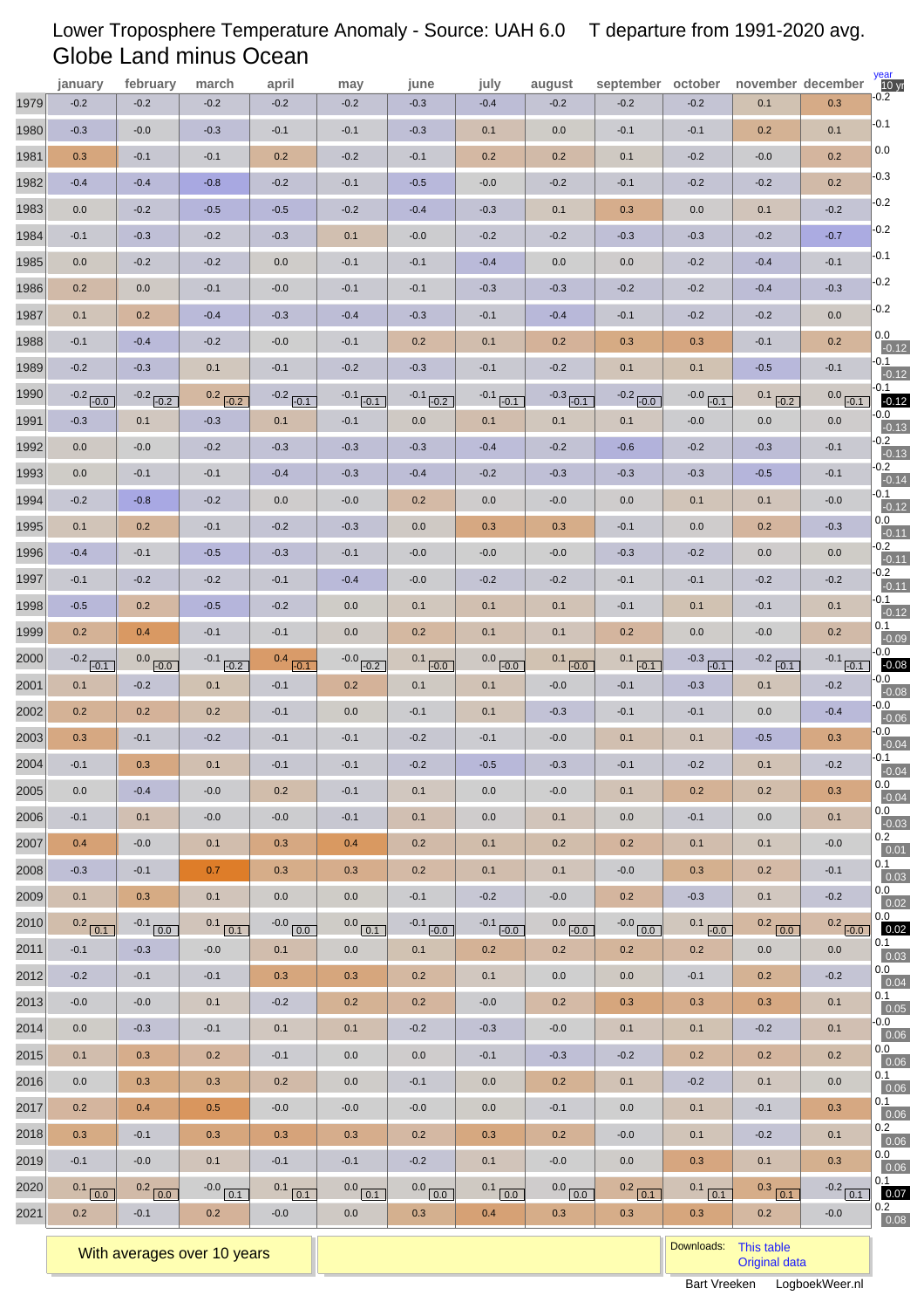Lower Troposphere Temperature Anomaly - Source: UAH 6.0 T departure from 1991-2020 avg.

# Globe Land minus Ocean

| | january | february | march | april | may | june | july | august | september | october | november | december | year / 10 yr |
|---|---|---|---|---|---|---|---|---|---|---|---|---|---|
| 1979 | -0.2 | -0.2 | -0.2 | -0.2 | -0.2 | -0.3 | -0.4 | -0.2 | -0.2 | -0.2 | 0.1 | 0.3 | -0.2 |
| 1980 | -0.3 | -0.0 | -0.3 | -0.1 | -0.1 | -0.3 | 0.1 | 0.0 | -0.1 | -0.1 | 0.2 | 0.1 | -0.1 |
| 1981 | 0.3 | -0.1 | -0.1 | 0.2 | -0.2 | -0.1 | 0.2 | 0.2 | 0.1 | -0.2 | -0.0 | 0.2 | 0.0 |
| 1982 | -0.4 | -0.4 | -0.8 | -0.2 | -0.1 | -0.5 | -0.0 | -0.2 | -0.1 | -0.2 | -0.2 | 0.2 | -0.3 |
| 1983 | 0.0 | -0.2 | -0.5 | -0.5 | -0.2 | -0.4 | -0.3 | 0.1 | 0.3 | 0.0 | 0.1 | -0.2 | -0.2 |
| 1984 | -0.1 | -0.3 | -0.2 | -0.3 | 0.1 | -0.0 | -0.2 | -0.2 | -0.3 | -0.3 | -0.2 | -0.7 | -0.2 |
| 1985 | 0.0 | -0.2 | -0.2 | 0.0 | -0.1 | -0.1 | -0.4 | 0.0 | 0.0 | -0.2 | -0.4 | -0.1 | -0.1 |
| 1986 | 0.2 | 0.0 | -0.1 | -0.0 | -0.1 | -0.1 | -0.3 | -0.3 | -0.2 | -0.2 | -0.4 | -0.3 | -0.2 |
| 1987 | 0.1 | 0.2 | -0.4 | -0.3 | -0.4 | -0.3 | -0.1 | -0.4 | -0.1 | -0.2 | -0.2 | 0.0 | -0.2 |
| 1988 | -0.1 | -0.4 | -0.2 | -0.0 | -0.1 | 0.2 | 0.1 | 0.2 | 0.3 | 0.3 | -0.1 | 0.2 | 0.0 / -0.12 |
| 1989 | -0.2 | -0.3 | 0.1 | -0.1 | -0.2 | -0.3 | -0.1 | -0.2 | 0.1 | 0.1 | -0.5 | -0.1 | -0.1 / -0.12 |
| 1990 | -0.2 / -0.0 | -0.2 / -0.2 | 0.2 / -0.2 | -0.2 / -0.1 | -0.1 / -0.1 | -0.1 / -0.2 | -0.1 / -0.1 | -0.3 / -0.1 | -0.2 / -0.0 | -0.0 / -0.1 | 0.1 / -0.2 | 0.0 / -0.1 | -0.1 / -0.12 |
| 1991 | -0.3 | 0.1 | -0.3 | 0.1 | -0.1 | 0.0 | 0.1 | 0.1 | 0.1 | -0.0 | 0.0 | 0.0 | -0.0 / -0.13 |
| 1992 | 0.0 | -0.0 | -0.2 | -0.3 | -0.3 | -0.3 | -0.4 | -0.2 | -0.6 | -0.2 | -0.3 | -0.1 | -0.2 / -0.13 |
| 1993 | 0.0 | -0.1 | -0.1 | -0.4 | -0.3 | -0.4 | -0.2 | -0.3 | -0.3 | -0.3 | -0.5 | -0.1 | -0.2 / -0.14 |
| 1994 | -0.2 | -0.8 | -0.2 | 0.0 | -0.0 | 0.2 | 0.0 | -0.0 | 0.0 | 0.1 | 0.1 | -0.0 | -0.1 / -0.12 |
| 1995 | 0.1 | 0.2 | -0.1 | -0.2 | -0.3 | 0.0 | 0.3 | 0.3 | -0.1 | 0.0 | 0.2 | -0.3 | 0.0 / -0.11 |
| 1996 | -0.4 | -0.1 | -0.5 | -0.3 | -0.1 | -0.0 | -0.0 | -0.0 | -0.3 | -0.2 | 0.0 | 0.0 | -0.2 / -0.11 |
| 1997 | -0.1 | -0.2 | -0.2 | -0.1 | -0.4 | -0.0 | -0.2 | -0.2 | -0.1 | -0.1 | -0.2 | -0.2 | -0.2 / -0.11 |
| 1998 | -0.5 | 0.2 | -0.5 | -0.2 | 0.0 | 0.1 | 0.1 | 0.1 | -0.1 | 0.1 | -0.1 | 0.1 | -0.1 / -0.12 |
| 1999 | 0.2 | 0.4 | -0.1 | -0.1 | 0.0 | 0.2 | 0.1 | 0.1 | 0.2 | 0.0 | -0.0 | 0.2 | 0.1 / -0.09 |
| 2000 | -0.2 / -0.1 | 0.0 / -0.0 | -0.1 / -0.2 | 0.4 / -0.1 | -0.0 / -0.2 | 0.1 / -0.0 | 0.0 / -0.0 | 0.1 / -0.0 | 0.1 / -0.1 | -0.3 / -0.1 | -0.2 / -0.1 | -0.1 / -0.1 | -0.0 / -0.08 |
| 2001 | 0.1 | -0.2 | 0.1 | -0.1 | 0.2 | 0.1 | 0.1 | -0.0 | -0.1 | -0.3 | 0.1 | -0.2 | -0.0 / -0.08 |
| 2002 | 0.2 | 0.2 | 0.2 | -0.1 | 0.0 | -0.1 | 0.1 | -0.3 | -0.1 | -0.1 | 0.0 | -0.4 | -0.0 / -0.06 |
| 2003 | 0.3 | -0.1 | -0.2 | -0.1 | -0.1 | -0.2 | -0.1 | -0.0 | 0.1 | 0.1 | -0.5 | 0.3 | -0.0 / -0.04 |
| 2004 | -0.1 | 0.3 | 0.1 | -0.1 | -0.1 | -0.2 | -0.5 | -0.3 | -0.1 | -0.2 | 0.1 | -0.2 | -0.1 / -0.04 |
| 2005 | 0.0 | -0.4 | -0.0 | 0.2 | -0.1 | 0.1 | 0.0 | -0.0 | 0.1 | 0.2 | 0.2 | 0.3 | 0.0 / -0.04 |
| 2006 | -0.1 | 0.1 | -0.0 | -0.0 | -0.1 | 0.1 | 0.0 | 0.1 | 0.0 | -0.1 | 0.0 | 0.1 | 0.0 / -0.03 |
| 2007 | 0.4 | -0.0 | 0.1 | 0.3 | 0.4 | 0.2 | 0.1 | 0.2 | 0.2 | 0.1 | 0.1 | -0.0 | 0.2 / 0.01 |
| 2008 | -0.3 | -0.1 | 0.7 | 0.3 | 0.3 | 0.2 | 0.1 | 0.1 | -0.0 | 0.3 | 0.2 | -0.1 | 0.1 / 0.03 |
| 2009 | 0.1 | 0.3 | 0.1 | 0.0 | 0.0 | -0.1 | -0.2 | -0.0 | 0.2 | -0.3 | 0.1 | -0.2 | 0.0 / 0.02 |
| 2010 | 0.2 / 0.1 | -0.1 / 0.0 | 0.1 / 0.1 | -0.0 / 0.0 | 0.0 / 0.1 | -0.1 / -0.0 | -0.1 / -0.0 | 0.0 / -0.0 | -0.0 / 0.0 | 0.1 / -0.0 | 0.2 / 0.0 | 0.2 / -0.0 | 0.0 / 0.02 |
| 2011 | -0.1 | -0.3 | -0.0 | 0.1 | 0.0 | 0.1 | 0.2 | 0.2 | 0.2 | 0.2 | 0.0 | 0.0 | 0.1 / 0.03 |
| 2012 | -0.2 | -0.1 | -0.1 | 0.3 | 0.3 | 0.2 | 0.1 | 0.0 | 0.0 | -0.1 | 0.2 | -0.2 | 0.0 / 0.04 |
| 2013 | -0.0 | -0.0 | 0.1 | -0.2 | 0.2 | 0.2 | -0.0 | 0.2 | 0.3 | 0.3 | 0.3 | 0.1 | 0.1 / 0.05 |
| 2014 | 0.0 | -0.3 | -0.1 | 0.1 | 0.1 | -0.2 | -0.3 | -0.0 | 0.1 | 0.1 | -0.2 | 0.1 | -0.0 / 0.06 |
| 2015 | 0.1 | 0.3 | 0.2 | -0.1 | 0.0 | 0.0 | -0.1 | -0.3 | -0.2 | 0.2 | 0.2 | 0.2 | 0.0 / 0.06 |
| 2016 | 0.0 | 0.3 | 0.3 | 0.2 | 0.0 | -0.1 | 0.0 | 0.2 | 0.1 | -0.2 | 0.1 | 0.0 | 0.1 / 0.06 |
| 2017 | 0.2 | 0.4 | 0.5 | -0.0 | -0.0 | -0.0 | 0.0 | -0.1 | 0.0 | 0.1 | -0.1 | 0.3 | 0.1 / 0.06 |
| 2018 | 0.3 | -0.1 | 0.3 | 0.3 | 0.3 | 0.2 | 0.3 | 0.2 | -0.0 | 0.1 | -0.2 | 0.1 | 0.2 / 0.06 |
| 2019 | -0.1 | -0.0 | 0.1 | -0.1 | -0.1 | -0.2 | 0.1 | -0.0 | 0.0 | 0.3 | 0.1 | 0.3 | 0.0 / 0.06 |
| 2020 | 0.1 / 0.0 | 0.2 / 0.0 | -0.0 / 0.1 | 0.1 / 0.1 | 0.0 / 0.1 | 0.0 / 0.0 | 0.1 / 0.0 | 0.0 / 0.0 | 0.2 / 0.1 | 0.1 / 0.1 | 0.3 / 0.1 | -0.2 / 0.1 | 0.1 / 0.07 |
| 2021 | 0.2 | -0.1 | 0.2 | -0.0 | 0.0 | 0.3 | 0.4 | 0.3 | 0.3 | 0.3 | 0.2 | -0.0 | 0.2 / 0.08 |

With averages over 10 years

Downloads: This table Original data

Bart Vreeken LogboekWeer.nl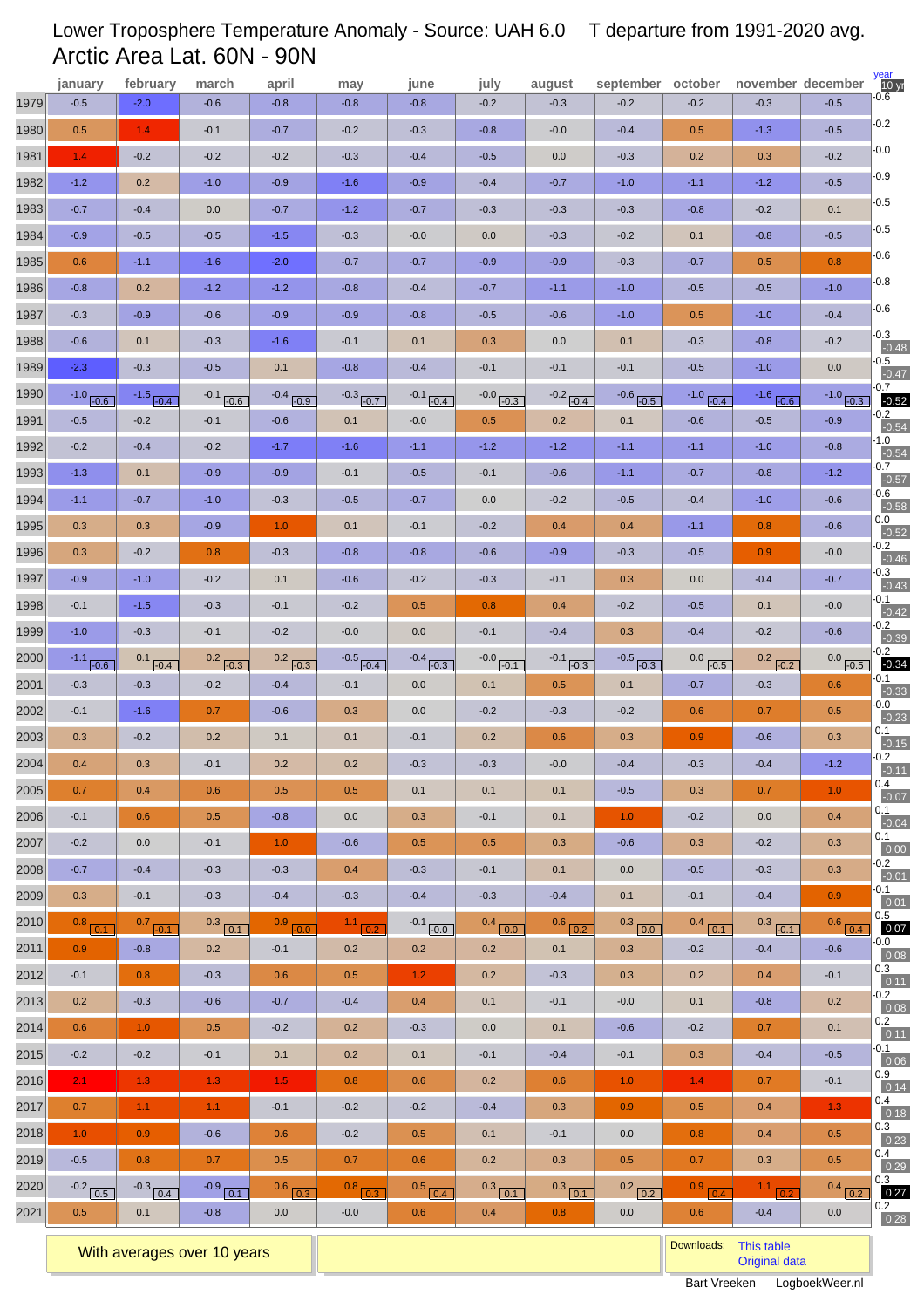# Lower Troposphere Temperature Anomaly - Source: UAH 6.0 T departure from 1991-2020 avg.

## Arctic Area Lat. 60N - 90N

| | january | february | march | april | may | june | july | august | september | october | november | december | year / 10 yr |
|---|---|---|---|---|---|---|---|---|---|---|---|---|---|
| 1979 | -0.5 | -2.0 | -0.6 | -0.8 | -0.8 | -0.8 | -0.2 | -0.3 | -0.2 | -0.2 | -0.3 | -0.5 | -0.6 |
| 1980 | 0.5 | 1.4 | -0.1 | -0.7 | -0.2 | -0.3 | -0.8 | -0.0 | -0.4 | 0.5 | -1.3 | -0.5 | -0.2 |
| 1981 | 1.4 | -0.2 | -0.2 | -0.2 | -0.3 | -0.4 | -0.5 | 0.0 | -0.3 | 0.2 | 0.3 | -0.2 | -0.0 |
| 1982 | -1.2 | 0.2 | -1.0 | -0.9 | -1.6 | -0.9 | -0.4 | -0.7 | -1.0 | -1.1 | -1.2 | -0.5 | -0.9 |
| 1983 | -0.7 | -0.4 | 0.0 | -0.7 | -1.2 | -0.7 | -0.3 | -0.3 | -0.3 | -0.8 | -0.2 | 0.1 | -0.5 |
| 1984 | -0.9 | -0.5 | -0.5 | -1.5 | -0.3 | -0.0 | 0.0 | -0.3 | -0.2 | 0.1 | -0.8 | -0.5 | -0.5 |
| 1985 | 0.6 | -1.1 | -1.6 | -2.0 | -0.7 | -0.7 | -0.9 | -0.9 | -0.3 | -0.7 | 0.5 | 0.8 | -0.6 |
| 1986 | -0.8 | 0.2 | -1.2 | -1.2 | -0.8 | -0.4 | -0.7 | -1.1 | -1.0 | -0.5 | -0.5 | -1.0 | -0.8 |
| 1987 | -0.3 | -0.9 | -0.6 | -0.9 | -0.9 | -0.8 | -0.5 | -0.6 | -1.0 | 0.5 | -1.0 | -0.4 | -0.6 |
| 1988 | -0.6 | 0.1 | -0.3 | -1.6 | -0.1 | 0.1 | 0.3 | 0.0 | 0.1 | -0.3 | -0.8 | -0.2 | -0.3 / -0.48 |
| 1989 | -2.3 | -0.3 | -0.5 | 0.1 | -0.8 | -0.4 | -0.1 | -0.1 | -0.1 | -0.5 | -1.0 | 0.0 | -0.5 / -0.47 |
| 1990 | -1.0 / -0.6 | -1.5 / -0.4 | -0.1 / -0.6 | -0.4 / -0.9 | -0.3 / -0.7 | -0.1 / -0.4 | -0.0 / -0.3 | -0.2 / -0.4 | -0.6 / -0.5 | -1.0 / -0.4 | -1.6 / -0.6 | -1.0 / -0.3 | -0.7 / -0.52 |
| 1991 | -0.5 | -0.2 | -0.1 | -0.6 | 0.1 | -0.0 | 0.5 | 0.2 | 0.1 | -0.6 | -0.5 | -0.9 | -0.2 / -0.54 |
| 1992 | -0.2 | -0.4 | -0.2 | -1.7 | -1.6 | -1.1 | -1.2 | -1.2 | -1.1 | -1.1 | -1.0 | -0.8 | -1.0 / -0.54 |
| 1993 | -1.3 | 0.1 | -0.9 | -0.9 | -0.1 | -0.5 | -0.1 | -0.6 | -1.1 | -0.7 | -0.8 | -1.2 | -0.7 / -0.57 |
| 1994 | -1.1 | -0.7 | -1.0 | -0.3 | -0.5 | -0.7 | 0.0 | -0.2 | -0.5 | -0.4 | -1.0 | -0.6 | -0.6 / -0.58 |
| 1995 | 0.3 | 0.3 | -0.9 | 1.0 | 0.1 | -0.1 | -0.2 | 0.4 | 0.4 | -1.1 | 0.8 | -0.6 | 0.0 / -0.52 |
| 1996 | 0.3 | -0.2 | 0.8 | -0.3 | -0.8 | -0.8 | -0.6 | -0.9 | -0.3 | -0.5 | 0.9 | -0.0 | -0.2 / -0.46 |
| 1997 | -0.9 | -1.0 | -0.2 | 0.1 | -0.6 | -0.2 | -0.3 | -0.1 | 0.3 | 0.0 | -0.4 | -0.7 | -0.3 / -0.43 |
| 1998 | -0.1 | -1.5 | -0.3 | -0.1 | -0.2 | 0.5 | 0.8 | 0.4 | -0.2 | -0.5 | 0.1 | -0.0 | -0.1 / -0.42 |
| 1999 | -1.0 | -0.3 | -0.1 | -0.2 | -0.0 | 0.0 | -0.1 | -0.4 | 0.3 | -0.4 | -0.2 | -0.6 | -0.2 / -0.39 |
| 2000 | -1.1 / -0.6 | 0.1 / -0.4 | 0.2 / -0.3 | 0.2 / -0.3 | -0.5 / -0.4 | -0.4 / -0.3 | -0.0 / -0.1 | -0.1 / -0.3 | -0.5 / -0.3 | 0.0 / -0.5 | 0.2 / -0.2 | 0.0 / -0.5 | -0.2 / -0.34 |
| 2001 | -0.3 | -0.3 | -0.2 | -0.4 | -0.1 | 0.0 | 0.1 | 0.5 | 0.1 | -0.7 | -0.3 | 0.6 | -0.1 / -0.33 |
| 2002 | -0.1 | -1.6 | 0.7 | -0.6 | 0.3 | 0.0 | -0.2 | -0.3 | -0.2 | 0.6 | 0.7 | 0.5 | -0.0 / -0.23 |
| 2003 | 0.3 | -0.2 | 0.2 | 0.1 | 0.1 | -0.1 | 0.2 | 0.6 | 0.3 | 0.9 | -0.6 | 0.3 | 0.1 / -0.15 |
| 2004 | 0.4 | 0.3 | -0.1 | 0.2 | 0.2 | -0.3 | -0.3 | -0.0 | -0.4 | -0.3 | -0.4 | -1.2 | -0.2 / -0.11 |
| 2005 | 0.7 | 0.4 | 0.6 | 0.5 | 0.5 | 0.1 | 0.1 | 0.1 | -0.5 | 0.3 | 0.7 | 1.0 | 0.4 / -0.07 |
| 2006 | -0.1 | 0.6 | 0.5 | -0.8 | 0.0 | 0.3 | -0.1 | 0.1 | 1.0 | -0.2 | 0.0 | 0.4 | 0.1 / -0.04 |
| 2007 | -0.2 | 0.0 | -0.1 | 1.0 | -0.6 | 0.5 | 0.5 | 0.3 | -0.6 | 0.3 | -0.2 | 0.3 | 0.1 / 0.00 |
| 2008 | -0.7 | -0.4 | -0.3 | -0.3 | 0.4 | -0.3 | -0.1 | 0.1 | 0.0 | -0.5 | -0.3 | 0.3 | -0.2 / -0.01 |
| 2009 | 0.3 | -0.1 | -0.3 | -0.4 | -0.3 | -0.4 | -0.3 | -0.4 | 0.1 | -0.1 | -0.4 | 0.9 | -0.1 / 0.01 |
| 2010 | 0.8 / 0.1 | 0.7 / -0.1 | 0.3 / 0.1 | 0.9 / -0.0 | 1.1 / 0.2 | -0.1 / -0.0 | 0.4 / 0.0 | 0.6 / 0.2 | 0.3 / 0.0 | 0.4 / 0.1 | 0.3 / -0.1 | 0.6 / 0.4 | 0.5 / 0.07 |
| 2011 | 0.9 | -0.8 | 0.2 | -0.1 | 0.2 | 0.2 | 0.2 | 0.1 | 0.3 | -0.2 | -0.4 | -0.6 | -0.0 / 0.08 |
| 2012 | -0.1 | 0.8 | -0.3 | 0.6 | 0.5 | 1.2 | 0.2 | -0.3 | 0.3 | 0.2 | 0.4 | -0.1 | 0.3 / 0.11 |
| 2013 | 0.2 | -0.3 | -0.6 | -0.7 | -0.4 | 0.4 | 0.1 | -0.1 | -0.0 | 0.1 | -0.8 | 0.2 | -0.2 / 0.08 |
| 2014 | 0.6 | 1.0 | 0.5 | -0.2 | 0.2 | -0.3 | 0.0 | 0.1 | -0.6 | -0.2 | 0.7 | 0.1 | 0.2 / 0.11 |
| 2015 | -0.2 | -0.2 | -0.1 | 0.1 | 0.2 | 0.1 | -0.1 | -0.4 | -0.1 | 0.3 | -0.4 | -0.5 | -0.1 / 0.06 |
| 2016 | 2.1 | 1.3 | 1.3 | 1.5 | 0.8 | 0.6 | 0.2 | 0.6 | 1.0 | 1.4 | 0.7 | -0.1 | 0.9 / 0.14 |
| 2017 | 0.7 | 1.1 | 1.1 | -0.1 | -0.2 | -0.2 | -0.4 | 0.3 | 0.9 | 0.5 | 0.4 | 1.3 | 0.4 / 0.18 |
| 2018 | 1.0 | 0.9 | -0.6 | 0.6 | -0.2 | 0.5 | 0.1 | -0.1 | 0.0 | 0.8 | 0.4 | 0.5 | 0.3 / 0.23 |
| 2019 | -0.5 | 0.8 | 0.7 | 0.5 | 0.7 | 0.6 | 0.2 | 0.3 | 0.5 | 0.7 | 0.3 | 0.5 | 0.4 / 0.29 |
| 2020 | -0.2 / 0.5 | -0.3 / 0.4 | -0.9 / 0.1 | 0.6 / 0.3 | 0.8 / 0.3 | 0.5 / 0.4 | 0.3 / 0.1 | 0.3 / 0.1 | 0.2 / 0.2 | 0.9 / 0.4 | 1.1 / 0.2 | 0.4 / 0.2 | 0.3 / 0.27 |
| 2021 | 0.5 | 0.1 | -0.8 | 0.0 | -0.0 | 0.6 | 0.4 | 0.8 | 0.0 | 0.6 | -0.4 | 0.0 | 0.2 / 0.28 |

With averages over 10 years

Downloads: This table
Original data

Bart Vreeken LogboekWeer.nl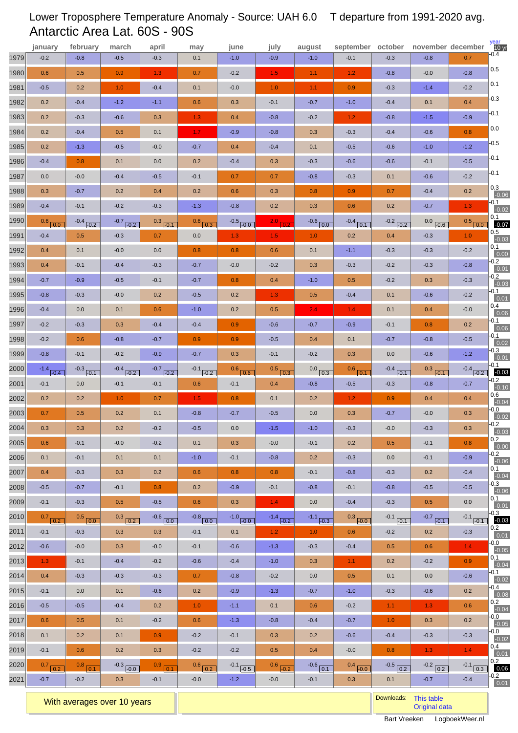# Lower Troposphere Temperature Anomaly - Source: UAH 6.0 T departure from 1991-2020 avg.

## Antarctic Area Lat. 60S - 90S

| | january | february | march | april | may | june | july | august | september | october | november | december | year / 10 yr |
|---|---|---|---|---|---|---|---|---|---|---|---|---|---|
| 1979 | -0.2 | -0.8 | -0.5 | -0.3 | 0.1 | -1.0 | -0.9 | -1.0 | -0.1 | -0.3 | -0.8 | 0.7 | -0.4 |
| 1980 | 0.6 | 0.5 | 0.9 | 1.3 | 0.7 | -0.2 | 1.5 | 1.1 | 1.2 | -0.8 | -0.0 | -0.8 | 0.5 |
| 1981 | -0.5 | 0.2 | 1.0 | -0.4 | 0.1 | -0.0 | 1.0 | 1.1 | 0.9 | -0.3 | -1.4 | -0.2 | 0.1 |
| 1982 | 0.2 | -0.4 | -1.2 | -1.1 | 0.6 | 0.3 | -0.1 | -0.7 | -1.0 | -0.4 | 0.1 | 0.4 | -0.3 |
| 1983 | 0.2 | -0.3 | -0.6 | 0.3 | 1.3 | 0.4 | -0.8 | -0.2 | 1.2 | -0.8 | -1.5 | -0.9 | -0.1 |
| 1984 | 0.2 | -0.4 | 0.5 | 0.1 | 1.7 | -0.9 | -0.8 | 0.3 | -0.3 | -0.4 | -0.6 | 0.8 | 0.0 |
| 1985 | 0.2 | -1.3 | -0.5 | -0.0 | -0.7 | 0.4 | -0.4 | 0.1 | -0.5 | -0.6 | -1.0 | -1.2 | -0.5 |
| 1986 | -0.4 | 0.8 | 0.1 | 0.0 | 0.2 | -0.4 | 0.3 | -0.3 | -0.6 | -0.6 | -0.1 | -0.5 | -0.1 |
| 1987 | 0.0 | -0.0 | -0.4 | -0.5 | -0.1 | 0.7 | 0.7 | -0.8 | -0.3 | 0.1 | -0.6 | -0.2 | -0.1 |
| 1988 | 0.3 | -0.7 | 0.2 | 0.4 | 0.2 | 0.6 | 0.3 | 0.8 | 0.9 | 0.7 | -0.4 | 0.2 | 0.3 / -0.06 |
| 1989 | -0.4 | -0.1 | -0.2 | -0.3 | -1.3 | -0.8 | 0.2 | 0.3 | 0.6 | 0.2 | -0.7 | 1.3 | -0.1 / -0.02 |
| 1990 | 0.6 / 0.0 | -0.4 / -0.2 | -0.7 / -0.2 | 0.3 / -0.1 | 0.6 / 0.3 | -0.5 / -0.0 | 2.0 / 0.2 | -0.6 / 0.0 | -0.4 / 0.1 | -0.2 / -0.2 | 0.0 / -0.6 | 0.5 / 0.0 | 0.1 / -0.07 |
| 1991 | -0.4 | 0.5 | -0.3 | 0.7 | 0.0 | 1.3 | 1.5 | 1.0 | 0.2 | 0.4 | -0.3 | 1.0 | 0.5 / -0.03 |
| 1992 | 0.4 | 0.1 | -0.0 | 0.0 | 0.8 | 0.8 | 0.6 | 0.1 | -1.1 | -0.3 | -0.3 | -0.2 | 0.1 / 0.00 |
| 1993 | 0.4 | -0.1 | -0.4 | -0.3 | -0.7 | -0.0 | -0.2 | 0.3 | -0.3 | -0.2 | -0.3 | -0.8 | -0.2 / -0.01 |
| 1994 | -0.7 | -0.9 | -0.5 | -0.1 | -0.7 | 0.8 | 0.4 | -1.0 | 0.5 | -0.2 | 0.3 | -0.3 | -0.2 / -0.03 |
| 1995 | -0.8 | -0.3 | -0.0 | 0.2 | -0.5 | 0.2 | 1.3 | 0.5 | -0.4 | 0.1 | -0.6 | -0.2 | -0.1 / 0.01 |
| 1996 | -0.4 | 0.0 | 0.1 | 0.6 | -1.0 | 0.2 | 0.5 | 2.4 | 1.4 | 0.1 | 0.4 | -0.0 | 0.4 / 0.06 |
| 1997 | -0.2 | -0.3 | 0.3 | -0.4 | -0.4 | 0.9 | -0.6 | -0.7 | -0.9 | -0.1 | 0.8 | 0.2 | -0.1 / 0.06 |
| 1998 | -0.2 | 0.6 | -0.8 | -0.7 | 0.9 | 0.9 | -0.5 | 0.4 | 0.1 | -0.7 | -0.8 | -0.5 | -0.1 / 0.02 |
| 1999 | -0.8 | -0.1 | -0.2 | -0.9 | -0.7 | 0.3 | -0.1 | -0.2 | 0.3 | 0.0 | -0.6 | -1.2 | -0.3 / -0.01 |
| 2000 | -1.4 / -0.4 | -0.3 / -0.1 | -0.4 / -0.2 | -0.7 / -0.2 | -0.1 / -0.2 | 0.6 / 0.6 | 0.5 / 0.3 | 0.0 / 0.3 | 0.6 / 0.1 | -0.4 / -0.1 | 0.3 / -0.1 | -0.4 / -0.2 | -0.1 / -0.03 |
| 2001 | -0.1 | 0.0 | -0.1 | -0.1 | 0.6 | -0.1 | 0.4 | -0.8 | -0.5 | -0.3 | -0.8 | -0.7 | -0.2 / -0.10 |
| 2002 | 0.2 | 0.2 | 1.0 | 0.7 | 1.5 | 0.8 | 0.1 | 0.2 | 1.2 | 0.9 | 0.4 | 0.4 | 0.6 / -0.04 |
| 2003 | 0.7 | 0.5 | 0.2 | 0.1 | -0.8 | -0.7 | -0.5 | 0.0 | 0.3 | -0.7 | -0.0 | 0.3 | -0.0 / -0.02 |
| 2004 | 0.3 | 0.3 | 0.2 | -0.2 | -0.5 | 0.0 | -1.5 | -1.0 | -0.3 | -0.0 | -0.3 | 0.3 | -0.2 / -0.03 |
| 2005 | 0.6 | -0.1 | -0.0 | -0.2 | 0.1 | 0.3 | -0.0 | -0.1 | 0.2 | 0.5 | -0.1 | 0.8 | 0.2 / -0.00 |
| 2006 | 0.1 | -0.1 | 0.1 | 0.1 | -1.0 | -0.1 | -0.8 | 0.2 | -0.3 | 0.0 | -0.1 | -0.9 | -0.2 / -0.06 |
| 2007 | 0.4 | -0.3 | 0.3 | 0.2 | 0.6 | 0.8 | 0.8 | -0.1 | -0.8 | -0.3 | 0.2 | -0.4 | 0.1 / -0.04 |
| 2008 | -0.5 | -0.7 | -0.1 | 0.8 | 0.2 | -0.9 | -0.1 | -0.8 | -0.1 | -0.8 | -0.5 | -0.5 | -0.3 / -0.06 |
| 2009 | -0.1 | -0.3 | 0.5 | -0.5 | 0.6 | 0.3 | 1.4 | 0.0 | -0.4 | -0.3 | 0.5 | 0.0 | 0.1 / -0.01 |
| 2010 | 0.7 / 0.2 | 0.5 / 0.0 | 0.3 / 0.2 | -0.6 / 0.0 | -0.8 / 0.0 | -1.0 / -0.0 | -1.4 / -0.2 | -1.1 / -0.3 | 0.3 / -0.0 | -0.1 / -0.1 | -0.7 / -0.1 | -0.1 / -0.1 | -0.3 / -0.03 |
| 2011 | -0.1 | -0.3 | 0.3 | 0.3 | -0.1 | 0.1 | 1.2 | 1.0 | 0.6 | -0.2 | 0.2 | -0.3 | 0.2 / 0.01 |
| 2012 | -0.6 | -0.0 | 0.3 | -0.0 | -0.1 | -0.6 | -1.3 | -0.3 | -0.4 | 0.5 | 0.6 | 1.4 | -0.0 / -0.05 |
| 2013 | 1.3 | -0.1 | -0.4 | -0.2 | -0.6 | -0.4 | -1.0 | 0.3 | 1.1 | 0.2 | -0.2 | 0.9 | 0.1 / -0.04 |
| 2014 | 0.4 | -0.3 | -0.3 | -0.3 | 0.7 | -0.8 | -0.2 | 0.0 | 0.5 | 0.1 | 0.0 | -0.6 | -0.1 / -0.02 |
| 2015 | -0.1 | 0.0 | 0.1 | -0.6 | 0.2 | -0.9 | -1.3 | -0.7 | -1.0 | -0.3 | -0.6 | 0.2 | -0.4 / -0.08 |
| 2016 | -0.5 | -0.5 | -0.4 | 0.2 | 1.0 | -1.1 | 0.1 | 0.6 | -0.2 | 1.1 | 1.3 | 0.6 | 0.2 / -0.04 |
| 2017 | 0.6 | 0.5 | 0.1 | -0.2 | 0.6 | -1.3 | -0.8 | -0.4 | -0.7 | 1.0 | 0.3 | 0.2 | -0.0 / -0.05 |
| 2018 | 0.1 | 0.2 | 0.1 | 0.9 | -0.2 | -0.1 | 0.3 | 0.2 | -0.6 | -0.4 | -0.3 | -0.3 | -0.0 / -0.02 |
| 2019 | -0.1 | 0.6 | 0.2 | 0.3 | -0.2 | -0.2 | 0.5 | 0.4 | -0.0 | 0.8 | 1.3 | 1.4 | 0.4 / 0.01 |
| 2020 | 0.7 / 0.2 | 0.8 / 0.1 | -0.3 / -0.0 | 0.9 / 0.1 | 0.6 / 0.2 | -0.1 / -0.5 | 0.6 / -0.2 | -0.6 / 0.1 | 0.4 / -0.0 | -0.5 / 0.2 | -0.2 / 0.2 | -0.1 / 0.3 | 0.2 / 0.06 |
| 2021 | -0.7 | -0.2 | 0.3 | -0.1 | -0.0 | -1.2 | -0.0 | -0.1 | 0.3 | 0.1 | -0.7 | -0.4 | -0.2 / 0.01 |

With averages over 10 years

Downloads: This table | Original data

Bart Vreeken LogboekWeer.nl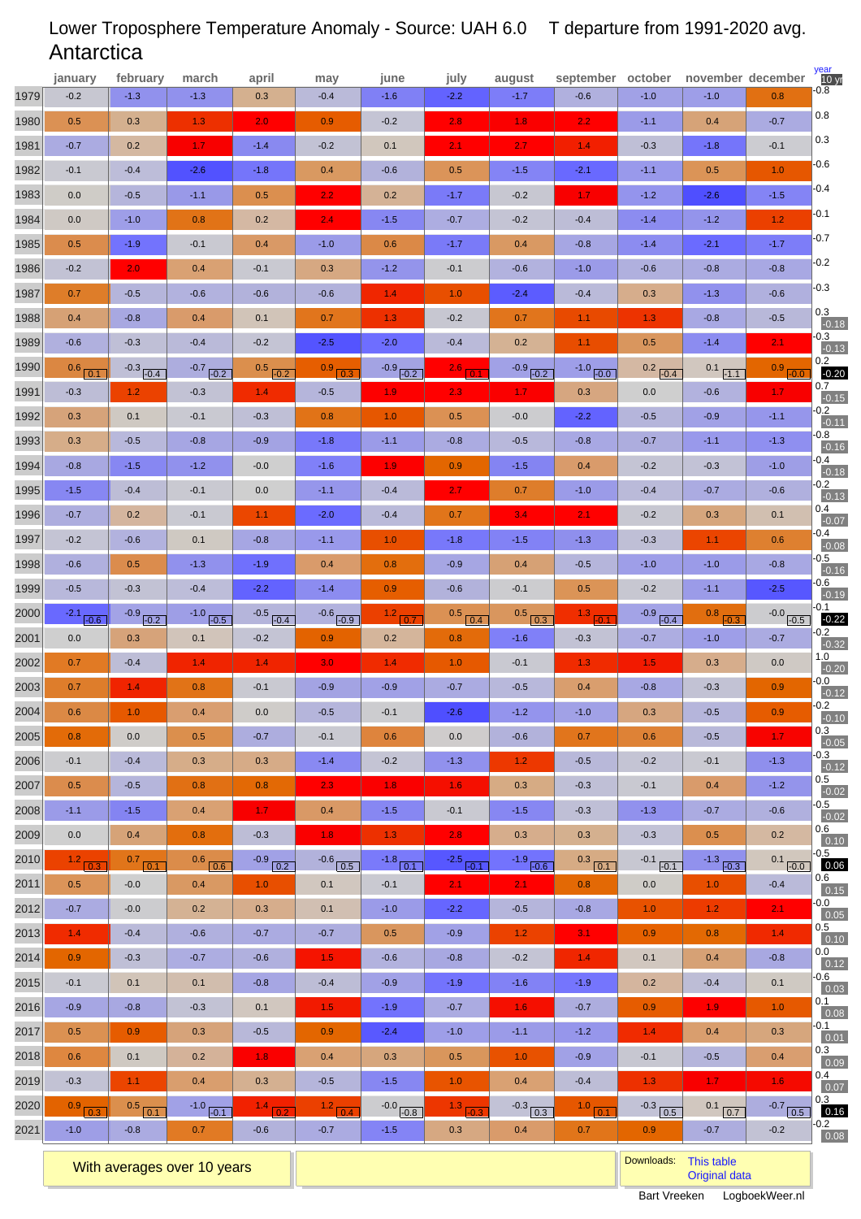# Lower Troposphere Temperature Anomaly - Source: UAH 6.0 T departure from 1991-2020 avg.

## Antarctica

| | january | february | march | april | may | june | july | august | september | october | november | december | year |
|---|---|---|---|---|---|---|---|---|---|---|---|---|---|
| 1979 | -0.2 | -1.3 | -1.3 | 0.3 | -0.4 | -1.6 | -2.2 | -1.7 | -0.6 | -1.0 | -1.0 | 0.8 | -0.8 |
| 1980 | 0.5 | 0.3 | 1.3 | 2.0 | 0.9 | -0.2 | 2.8 | 1.8 | 2.2 | -1.1 | 0.4 | -0.7 | 0.8 |
| 1981 | -0.7 | 0.2 | 1.7 | -1.4 | -0.2 | 0.1 | 2.1 | 2.7 | 1.4 | -0.3 | -1.8 | -0.1 | 0.3 |
| 1982 | -0.1 | -0.4 | -2.6 | -1.8 | 0.4 | -0.6 | 0.5 | -1.5 | -2.1 | -1.1 | 0.5 | 1.0 | -0.6 |
| 1983 | 0.0 | -0.5 | -1.1 | 0.5 | 2.2 | 0.2 | -1.7 | -0.2 | 1.7 | -1.2 | -2.6 | -1.5 | -0.4 |
| 1984 | 0.0 | -1.0 | 0.8 | 0.2 | 2.4 | -1.5 | -0.7 | -0.2 | -0.4 | -1.4 | -1.2 | 1.2 | -0.1 |
| 1985 | 0.5 | -1.9 | -0.1 | 0.4 | -1.0 | 0.6 | -1.7 | 0.4 | -0.8 | -1.4 | -2.1 | -1.7 | -0.7 |
| 1986 | -0.2 | 2.0 | 0.4 | -0.1 | 0.3 | -1.2 | -0.1 | -0.6 | -1.0 | -0.6 | -0.8 | -0.8 | -0.2 |
| 1987 | 0.7 | -0.5 | -0.6 | -0.6 | -0.6 | 1.4 | 1.0 | -2.4 | -0.4 | 0.3 | -1.3 | -0.6 | -0.3 |
| 1988 | 0.4 | -0.8 | 0.4 | 0.1 | 0.7 | 1.3 | -0.2 | 0.7 | 1.1 | 1.3 | -0.8 | -0.5 | 0.3 / -0.18 |
| 1989 | -0.6 | -0.3 | -0.4 | -0.2 | -2.5 | -2.0 | -0.4 | 0.2 | 1.1 | 0.5 | -1.4 | 2.1 | -0.3 / -0.13 |
| 1990 | 0.6 / 0.1 | -0.3 / -0.4 | -0.7 / -0.2 | 0.5 / -0.2 | 0.9 / 0.3 | -0.9 / -0.2 | 2.8 / 0.1 | -0.9 / -0.2 | -1.0 / -0.0 | 0.2 / -0.4 | 0.1 / -1.1 | 0.9 / -0.0 | 0.2 / -0.20 |
| 1991 | -0.3 | 1.2 | -0.3 | 1.4 | -0.5 | 1.9 | 2.3 | 1.7 | 0.3 | 0.0 | -0.6 | 1.7 | 0.7 / -0.15 |
| 1992 | 0.3 | 0.1 | -0.1 | -0.3 | 0.8 | 1.0 | 0.5 | -0.0 | -2.2 | -0.5 | -0.9 | -1.1 | -0.2 / -0.11 |
| 1993 | 0.3 | -0.5 | -0.8 | -0.9 | -1.8 | -1.1 | -0.8 | -0.5 | -0.8 | -0.7 | -1.1 | -1.3 | -0.8 / -0.16 |
| 1994 | -0.8 | -1.5 | -1.2 | -0.0 | -1.6 | 1.9 | 0.9 | -1.5 | 0.4 | -0.2 | -0.3 | -1.0 | -0.4 / -0.18 |
| 1995 | -1.5 | -0.4 | -0.1 | 0.0 | -1.1 | -0.4 | 2.7 | 0.7 | -1.0 | -0.4 | -0.7 | -0.6 | -0.2 / -0.13 |
| 1996 | -0.7 | 0.2 | -0.1 | 1.1 | -2.0 | -0.4 | 0.7 | 3.4 | 2.1 | -0.2 | 0.3 | 0.1 | 0.4 / -0.07 |
| 1997 | -0.2 | -0.6 | 0.1 | -0.8 | -1.1 | 1.0 | -1.8 | -1.5 | -1.3 | -0.3 | 1.1 | 0.6 | -0.4 / -0.08 |
| 1998 | -0.6 | 0.5 | -1.3 | -1.9 | 0.4 | 0.8 | -0.9 | 0.4 | -0.5 | -1.0 | -1.0 | -0.8 | -0.5 / -0.16 |
| 1999 | -0.5 | -0.3 | -0.4 | -2.2 | -1.4 | 0.9 | -0.6 | -0.1 | 0.5 | -0.2 | -1.1 | -2.5 | -0.6 / -0.19 |
| 2000 | -2.1 / -0.6 | -0.9 / -0.2 | -1.0 / -0.5 | -0.5 / -0.4 | -0.6 / -0.9 | 1.2 / 0.7 | 0.5 / 0.4 | 0.5 / 0.3 | 1.3 / -0.1 | -0.9 / -0.4 | 0.8 / -0.3 | -0.0 / -0.5 | -0.1 / -0.22 |
| 2001 | 0.0 | 0.3 | 0.1 | -0.2 | 0.9 | 0.2 | 0.8 | -1.6 | -0.3 | -0.7 | -1.0 | -0.7 | -0.2 / -0.32 |
| 2002 | 0.7 | -0.4 | 1.4 | 1.4 | 3.0 | 1.4 | 1.0 | -0.1 | 1.3 | 1.5 | 0.3 | 0.0 | 1.0 / -0.20 |
| 2003 | 0.7 | 1.4 | 0.8 | -0.1 | -0.9 | -0.9 | -0.7 | -0.5 | 0.4 | -0.8 | -0.3 | 0.9 | -0.0 / -0.12 |
| 2004 | 0.6 | 1.0 | 0.4 | 0.0 | -0.5 | -0.1 | -2.6 | -1.2 | -1.0 | 0.3 | -0.5 | 0.9 | -0.2 / -0.10 |
| 2005 | 0.8 | 0.0 | 0.5 | -0.7 | -0.1 | 0.6 | 0.0 | -0.6 | 0.7 | 0.6 | -0.5 | 1.7 | 0.3 / -0.05 |
| 2006 | -0.1 | -0.4 | 0.3 | 0.3 | -1.4 | -0.2 | -1.3 | 1.2 | -0.5 | -0.2 | -0.1 | -1.3 | -0.3 / -0.12 |
| 2007 | 0.5 | -0.5 | 0.8 | 0.8 | 2.3 | 1.8 | 1.6 | 0.3 | -0.3 | -0.1 | 0.4 | -1.2 | 0.5 / -0.02 |
| 2008 | -1.1 | -1.5 | 0.4 | 1.7 | 0.4 | -1.5 | -0.1 | -1.5 | -0.3 | -1.3 | -0.7 | -0.6 | -0.5 / -0.02 |
| 2009 | 0.0 | 0.4 | 0.8 | -0.3 | 1.8 | 1.3 | 2.8 | 0.3 | 0.3 | -0.3 | 0.5 | 0.2 | 0.6 / 0.10 |
| 2010 | 1.2 / 0.3 | 0.7 / 0.1 | 0.6 / 0.6 | -0.9 / 0.2 | -0.6 / 0.5 | -1.8 / 0.1 | -2.5 / -0.1 | -1.9 / -0.6 | 0.3 / 0.1 | -0.1 / -0.1 | -1.3 / -0.3 | 0.1 / -0.0 | -0.5 / 0.06 |
| 2011 | 0.5 | -0.0 | 0.4 | 1.0 | 0.1 | -0.1 | 2.1 | 2.1 | 0.8 | 0.0 | 1.0 | -0.4 | 0.6 / 0.15 |
| 2012 | -0.7 | -0.0 | 0.2 | 0.3 | 0.1 | -1.0 | -2.2 | -0.5 | -0.8 | 1.0 | 1.2 | 2.1 | -0.0 / 0.05 |
| 2013 | 1.4 | -0.4 | -0.6 | -0.7 | -0.7 | 0.5 | -0.9 | 1.2 | 3.1 | 0.9 | 0.8 | 1.4 | 0.5 / 0.10 |
| 2014 | 0.9 | -0.3 | -0.7 | -0.6 | 1.5 | -0.6 | -0.8 | -0.2 | 1.4 | 0.1 | 0.4 | -0.8 | 0.0 / 0.12 |
| 2015 | -0.1 | 0.1 | 0.1 | -0.8 | -0.4 | -0.9 | -1.9 | -1.6 | -1.9 | 0.2 | -0.4 | 0.1 | -0.6 / 0.03 |
| 2016 | -0.9 | -0.8 | -0.3 | 0.1 | 1.5 | -1.9 | -0.7 | 1.6 | -0.7 | 0.9 | 1.9 | 1.0 | 0.1 / 0.08 |
| 2017 | 0.5 | 0.9 | 0.3 | -0.5 | 0.9 | -2.4 | -1.0 | -1.1 | -1.2 | 1.4 | 0.4 | 0.3 | -0.1 / 0.01 |
| 2018 | 0.6 | 0.1 | 0.2 | 1.8 | 0.4 | 0.3 | 0.5 | 1.0 | -0.9 | -0.1 | -0.5 | 0.4 | 0.3 / 0.09 |
| 2019 | -0.3 | 1.1 | 0.4 | 0.3 | -0.5 | -1.5 | 1.0 | 0.4 | -0.4 | 1.3 | 1.7 | 1.6 | 0.4 / 0.07 |
| 2020 | 0.9 / 0.3 | 0.5 / 0.1 | -1.0 / -0.1 | 1.4 / 0.2 | 1.2 / 0.4 | -0.0 / -0.8 | 1.3 / -0.3 | -0.3 / 0.3 | 1.0 / 0.1 | -0.3 / 0.5 | 0.1 / 0.7 | -0.7 / 0.5 | 0.3 / 0.16 |
| 2021 | -1.0 | -0.8 | 0.7 | -0.6 | -0.7 | -1.5 | 0.3 | 0.4 | 0.7 | 0.9 | -0.7 | -0.2 | -0.2 / 0.08 |

With averages over 10 years

Downloads: This table
Original data

Bart Vreeken LogboekWeer.nl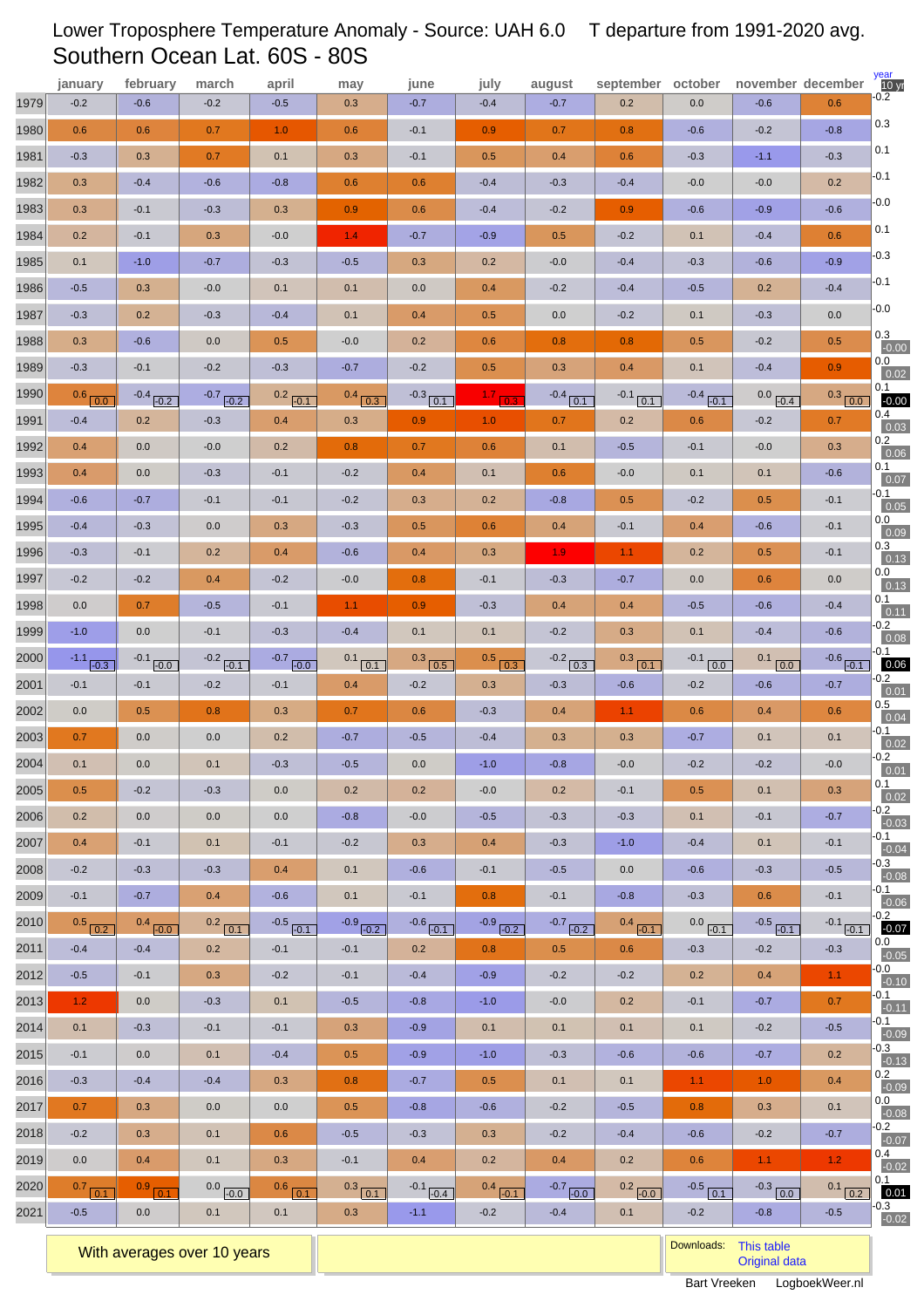# Lower Troposphere Temperature Anomaly - Source: UAH 6.0    T departure from 1991-2020 avg.

## Southern Ocean Lat. 60S - 80S

| | january | february | march | april | may | june | july | august | september | october | november | december | year (10 yr) |
|---|---|---|---|---|---|---|---|---|---|---|---|---|---|
| 1979 | -0.2 | -0.6 | -0.2 | -0.5 | 0.3 | -0.7 | -0.4 | -0.7 | 0.2 | 0.0 | -0.6 | 0.6 | -0.2 |
| 1980 | 0.6 | 0.6 | 0.7 | 1.0 | 0.6 | -0.1 | 0.9 | 0.7 | 0.8 | -0.6 | -0.2 | -0.8 | 0.3 |
| 1981 | -0.3 | 0.3 | 0.7 | 0.1 | 0.3 | -0.1 | 0.5 | 0.4 | 0.6 | -0.3 | -1.1 | -0.3 | 0.1 |
| 1982 | 0.3 | -0.4 | -0.6 | -0.8 | 0.6 | 0.6 | -0.4 | -0.3 | -0.4 | -0.0 | -0.0 | 0.2 | -0.1 |
| 1983 | 0.3 | -0.1 | -0.3 | 0.3 | 0.9 | 0.6 | -0.4 | -0.2 | 0.9 | -0.6 | -0.9 | -0.6 | -0.0 |
| 1984 | 0.2 | -0.1 | 0.3 | -0.0 | 1.4 | -0.7 | -0.9 | 0.5 | -0.2 | 0.1 | -0.4 | 0.6 | 0.1 |
| 1985 | 0.1 | -1.0 | -0.7 | -0.3 | -0.5 | 0.3 | 0.2 | -0.0 | -0.4 | -0.3 | -0.6 | -0.9 | -0.3 |
| 1986 | -0.5 | 0.3 | -0.0 | 0.1 | 0.1 | 0.0 | 0.4 | -0.2 | -0.4 | -0.5 | 0.2 | -0.4 | -0.1 |
| 1987 | -0.3 | 0.2 | -0.3 | -0.4 | 0.1 | 0.4 | 0.5 | 0.0 | -0.2 | 0.1 | -0.3 | 0.0 | -0.0 |
| 1988 | 0.3 | -0.6 | 0.0 | 0.5 | -0.0 | 0.2 | 0.6 | 0.8 | 0.8 | 0.5 | -0.2 | 0.5 | 0.3 (-0.00) |
| 1989 | -0.3 | -0.1 | -0.2 | -0.3 | -0.7 | -0.2 | 0.5 | 0.3 | 0.4 | 0.1 | -0.4 | 0.9 | 0.0 (0.02) |
| 1990 | 0.6 (0.0) | -0.4 (-0.2) | -0.7 (-0.2) | 0.2 (-0.1) | 0.4 (0.3) | -0.3 (0.1) | 1.7 (0.3) | -0.4 (0.1) | -0.1 (0.1) | -0.4 (-0.1) | 0.0 (-0.4) | 0.3 (0.0) | 0.1 (-0.00) |
| 1991 | -0.4 | 0.2 | -0.3 | 0.4 | 0.3 | 0.9 | 1.0 | 0.7 | 0.2 | 0.6 | -0.2 | 0.7 | 0.4 (0.03) |
| 1992 | 0.4 | 0.0 | -0.0 | 0.2 | 0.8 | 0.7 | 0.6 | 0.1 | -0.5 | -0.1 | -0.0 | 0.3 | 0.2 (0.06) |
| 1993 | 0.4 | 0.0 | -0.3 | -0.1 | -0.2 | 0.4 | 0.1 | 0.6 | -0.0 | 0.1 | 0.1 | -0.6 | 0.1 (0.07) |
| 1994 | -0.6 | -0.7 | -0.1 | -0.1 | -0.2 | 0.3 | 0.2 | -0.8 | 0.5 | -0.2 | 0.5 | -0.1 | -0.1 (0.05) |
| 1995 | -0.4 | -0.3 | 0.0 | 0.3 | -0.3 | 0.5 | 0.6 | 0.4 | -0.1 | 0.4 | -0.6 | -0.1 | 0.0 (0.09) |
| 1996 | -0.3 | -0.1 | 0.2 | 0.4 | -0.6 | 0.4 | 0.3 | 1.9 | 1.1 | 0.2 | 0.5 | -0.1 | 0.3 (0.13) |
| 1997 | -0.2 | -0.2 | 0.4 | -0.2 | -0.0 | 0.8 | -0.1 | -0.3 | -0.7 | 0.0 | 0.6 | 0.0 | 0.0 (0.13) |
| 1998 | 0.0 | 0.7 | -0.5 | -0.1 | 1.1 | 0.9 | -0.3 | 0.4 | 0.4 | -0.5 | -0.6 | -0.4 | 0.1 (0.11) |
| 1999 | -1.0 | 0.0 | -0.1 | -0.3 | -0.4 | 0.1 | 0.1 | -0.2 | 0.3 | 0.1 | -0.4 | -0.6 | -0.2 (0.08) |
| 2000 | -1.1 (-0.3) | -0.1 (-0.0) | -0.2 (-0.1) | -0.7 (-0.0) | 0.1 (0.1) | 0.3 (0.5) | 0.5 (0.3) | -0.2 (0.3) | 0.3 (0.1) | -0.1 (0.0) | 0.1 (0.0) | -0.6 (-0.1) | -0.1 (0.06) |
| 2001 | -0.1 | -0.1 | -0.2 | -0.1 | 0.4 | -0.2 | 0.3 | -0.3 | -0.6 | -0.2 | -0.6 | -0.7 | -0.2 (0.01) |
| 2002 | 0.0 | 0.5 | 0.8 | 0.3 | 0.7 | 0.6 | -0.3 | 0.4 | 1.1 | 0.6 | 0.4 | 0.6 | 0.5 (0.04) |
| 2003 | 0.7 | 0.0 | 0.0 | 0.2 | -0.7 | -0.5 | -0.4 | 0.3 | 0.3 | -0.7 | 0.1 | 0.1 | -0.1 (0.02) |
| 2004 | 0.1 | 0.0 | 0.1 | -0.3 | -0.5 | 0.0 | -1.0 | -0.8 | -0.0 | -0.2 | -0.2 | -0.0 | -0.2 (0.01) |
| 2005 | 0.5 | -0.2 | -0.3 | 0.0 | 0.2 | 0.2 | -0.0 | 0.2 | -0.1 | 0.5 | 0.1 | 0.3 | 0.1 (0.02) |
| 2006 | 0.2 | 0.0 | 0.0 | 0.0 | -0.8 | -0.0 | -0.5 | -0.3 | -0.3 | 0.1 | -0.1 | -0.7 | -0.2 (-0.03) |
| 2007 | 0.4 | -0.1 | 0.1 | -0.1 | -0.2 | 0.3 | 0.4 | -0.3 | -1.0 | -0.4 | 0.1 | -0.1 | -0.1 (-0.04) |
| 2008 | -0.2 | -0.3 | -0.3 | 0.4 | 0.1 | -0.6 | -0.1 | -0.5 | 0.0 | -0.6 | -0.3 | -0.5 | -0.3 (-0.08) |
| 2009 | -0.1 | -0.7 | 0.4 | -0.6 | 0.1 | -0.1 | 0.8 | -0.1 | -0.8 | -0.3 | 0.6 | -0.1 | -0.1 (-0.06) |
| 2010 | 0.5 (0.2) | 0.4 (-0.0) | 0.2 (0.1) | -0.5 (-0.1) | -0.9 (-0.2) | -0.6 (-0.1) | -0.9 (-0.2) | -0.7 (-0.2) | 0.4 (-0.1) | 0.0 (-0.1) | -0.5 (-0.1) | -0.1 (-0.1) | -0.2 (-0.07) |
| 2011 | -0.4 | -0.4 | 0.2 | -0.1 | -0.1 | 0.2 | 0.8 | 0.5 | 0.6 | -0.3 | -0.2 | -0.3 | 0.0 (-0.05) |
| 2012 | -0.5 | -0.1 | 0.3 | -0.2 | -0.1 | -0.4 | -0.9 | -0.2 | -0.2 | 0.2 | 0.4 | 1.1 | -0.0 (-0.10) |
| 2013 | 1.2 | 0.0 | -0.3 | 0.1 | -0.5 | -0.8 | -1.0 | -0.0 | 0.2 | -0.1 | -0.7 | 0.7 | -0.1 (-0.11) |
| 2014 | 0.1 | -0.3 | -0.1 | -0.1 | 0.3 | -0.9 | 0.1 | 0.1 | 0.1 | 0.1 | -0.2 | -0.5 | -0.1 (-0.09) |
| 2015 | -0.1 | 0.0 | 0.1 | -0.4 | 0.5 | -0.9 | -1.0 | -0.3 | -0.6 | -0.6 | -0.7 | 0.2 | -0.3 (-0.13) |
| 2016 | -0.3 | -0.4 | -0.4 | 0.3 | 0.8 | -0.7 | 0.5 | 0.1 | 0.1 | 1.1 | 1.0 | 0.4 | 0.2 (-0.09) |
| 2017 | 0.7 | 0.3 | 0.0 | 0.0 | 0.5 | -0.8 | -0.6 | -0.2 | -0.5 | 0.8 | 0.3 | 0.1 | 0.0 (-0.08) |
| 2018 | -0.2 | 0.3 | 0.1 | 0.6 | -0.5 | -0.3 | 0.3 | -0.2 | -0.4 | -0.6 | -0.2 | -0.7 | -0.2 (-0.07) |
| 2019 | 0.0 | 0.4 | 0.1 | 0.3 | -0.1 | 0.4 | 0.2 | 0.4 | 0.2 | 0.6 | 1.1 | 1.2 | 0.4 (-0.02) |
| 2020 | 0.7 (0.1) | 0.9 (0.1) | 0.0 (-0.0) | 0.6 (0.1) | 0.3 (0.1) | -0.1 (-0.4) | 0.4 (-0.1) | -0.7 (-0.0) | 0.2 (-0.0) | -0.5 (0.1) | -0.3 (0.0) | 0.1 (0.2) | 0.1 (0.01) |
| 2021 | -0.5 | 0.0 | 0.1 | 0.1 | 0.3 | -1.1 | -0.2 | -0.4 | 0.1 | -0.2 | -0.8 | -0.5 | -0.3 (-0.02) |

With averages over 10 years

Downloads: This table
Original data

Bart Vreeken    LogboekWeer.nl